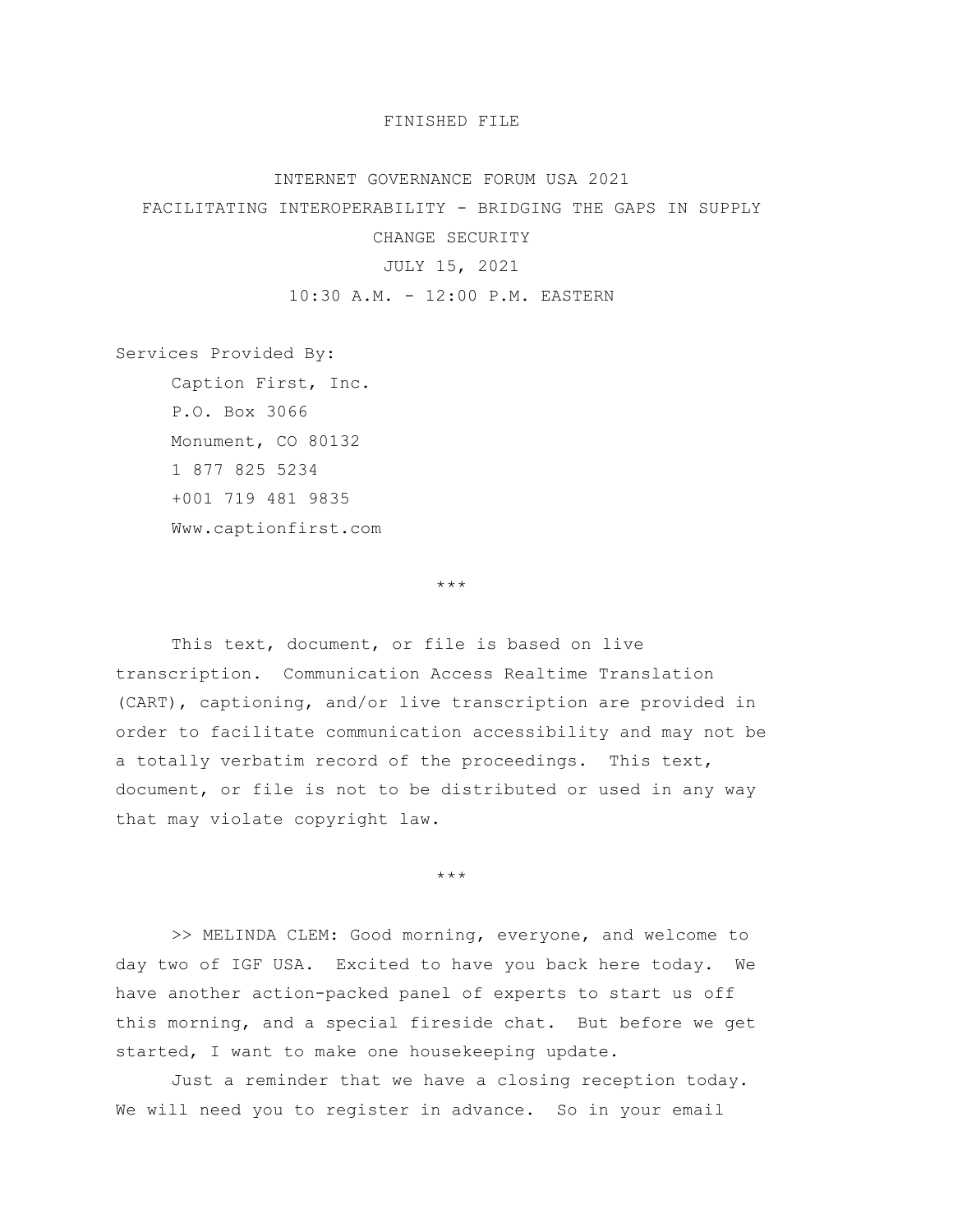FINISHED FILE

# INTERNET GOVERNANCE FORUM USA 2021

## FACILITATING INTEROPERABILITY - BRIDGING THE GAPS IN SUPPLY CHANGE SECURITY

JULY 15, 2021

10:30 A.M. - 12:00 P.M. EASTERN

Services Provided By:

Caption First, Inc.
P.O. Box 3066
Monument, CO 80132
1 877 825 5234
+001 719 481 9835
Www.captionfirst.com

***

This text, document, or file is based on live transcription. Communication Access Realtime Translation (CART), captioning, and/or live transcription are provided in order to facilitate communication accessibility and may not be a totally verbatim record of the proceedings. This text, document, or file is not to be distributed or used in any way that may violate copyright law.

***

>> MELINDA CLEM: Good morning, everyone, and welcome to day two of IGF USA. Excited to have you back here today. We have another action-packed panel of experts to start us off this morning, and a special fireside chat. But before we get started, I want to make one housekeeping update.

Just a reminder that we have a closing reception today. We will need you to register in advance. So in your email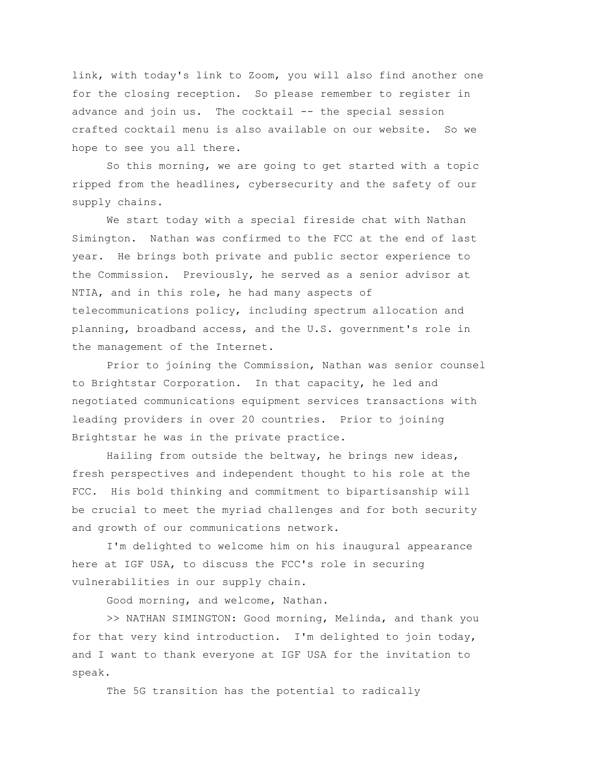link, with today's link to Zoom, you will also find another one for the closing reception. So please remember to register in advance and join us. The cocktail -- the special session crafted cocktail menu is also available on our website. So we hope to see you all there.

So this morning, we are going to get started with a topic ripped from the headlines, cybersecurity and the safety of our supply chains.

We start today with a special fireside chat with Nathan Simington. Nathan was confirmed to the FCC at the end of last year. He brings both private and public sector experience to the Commission. Previously, he served as a senior advisor at NTIA, and in this role, he had many aspects of telecommunications policy, including spectrum allocation and planning, broadband access, and the U.S. government's role in the management of the Internet.

Prior to joining the Commission, Nathan was senior counsel to Brightstar Corporation. In that capacity, he led and negotiated communications equipment services transactions with leading providers in over 20 countries. Prior to joining Brightstar he was in the private practice.

Hailing from outside the beltway, he brings new ideas, fresh perspectives and independent thought to his role at the FCC. His bold thinking and commitment to bipartisanship will be crucial to meet the myriad challenges and for both security and growth of our communications network.

I'm delighted to welcome him on his inaugural appearance here at IGF USA, to discuss the FCC's role in securing vulnerabilities in our supply chain.

Good morning, and welcome, Nathan.

>> NATHAN SIMINGTON: Good morning, Melinda, and thank you for that very kind introduction. I'm delighted to join today, and I want to thank everyone at IGF USA for the invitation to speak.

The 5G transition has the potential to radically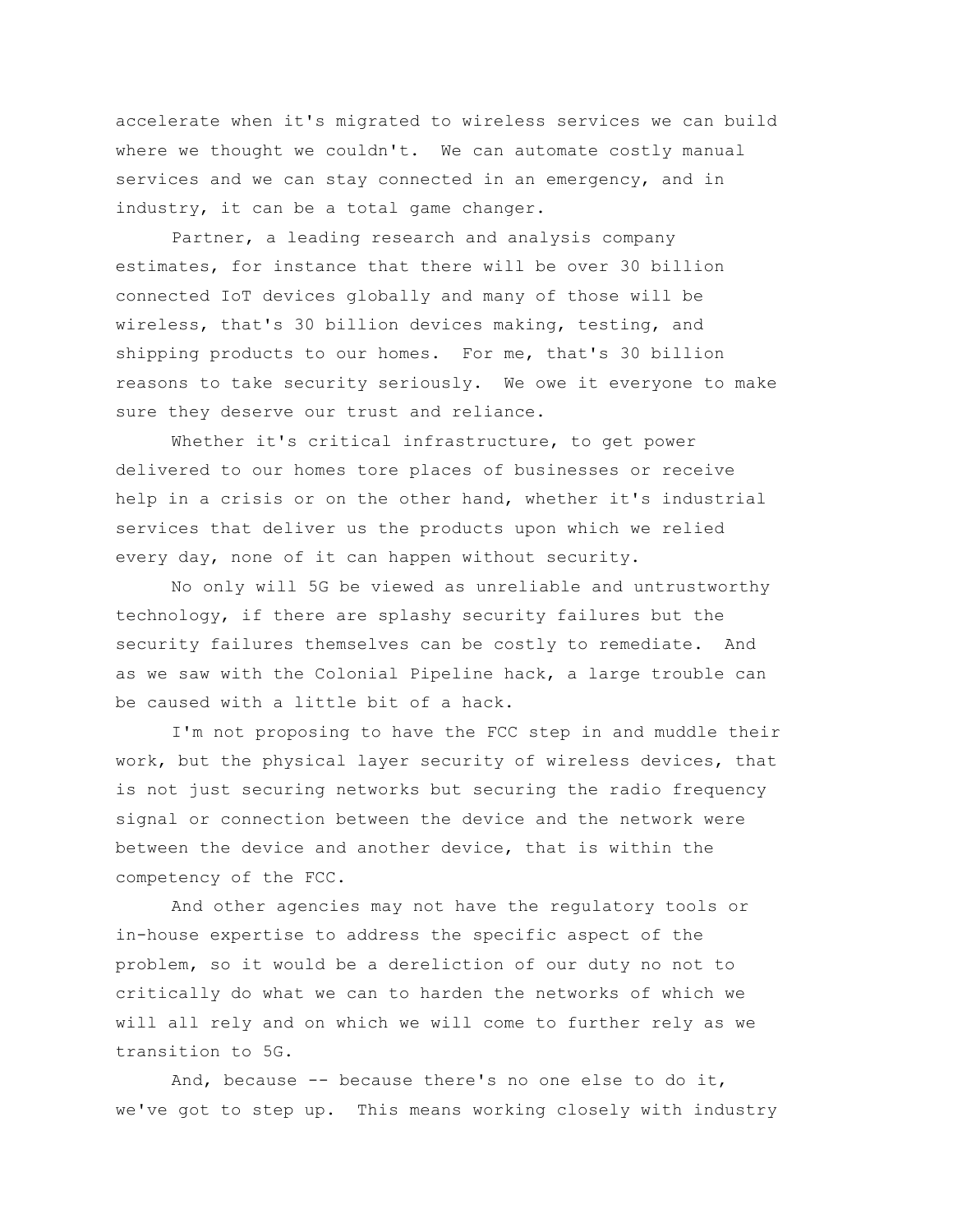accelerate when it's migrated to wireless services we can build where we thought we couldn't.  We can automate costly manual services and we can stay connected in an emergency, and in industry, it can be a total game changer.

Partner, a leading research and analysis company estimates, for instance that there will be over 30 billion connected IoT devices globally and many of those will be wireless, that's 30 billion devices making, testing, and shipping products to our homes.  For me, that's 30 billion reasons to take security seriously.  We owe it everyone to make sure they deserve our trust and reliance.

Whether it's critical infrastructure, to get power delivered to our homes tore places of businesses or receive help in a crisis or on the other hand, whether it's industrial services that deliver us the products upon which we relied every day, none of it can happen without security.

No only will 5G be viewed as unreliable and untrustworthy technology, if there are splashy security failures but the security failures themselves can be costly to remediate.  And as we saw with the Colonial Pipeline hack, a large trouble can be caused with a little bit of a hack.

I'm not proposing to have the FCC step in and muddle their work, but the physical layer security of wireless devices, that is not just securing networks but securing the radio frequency signal or connection between the device and the network were between the device and another device, that is within the competency of the FCC.

And other agencies may not have the regulatory tools or in-house expertise to address the specific aspect of the problem, so it would be a dereliction of our duty no not to critically do what we can to harden the networks of which we will all rely and on which we will come to further rely as we transition to 5G.

And, because -- because there's no one else to do it, we've got to step up.  This means working closely with industry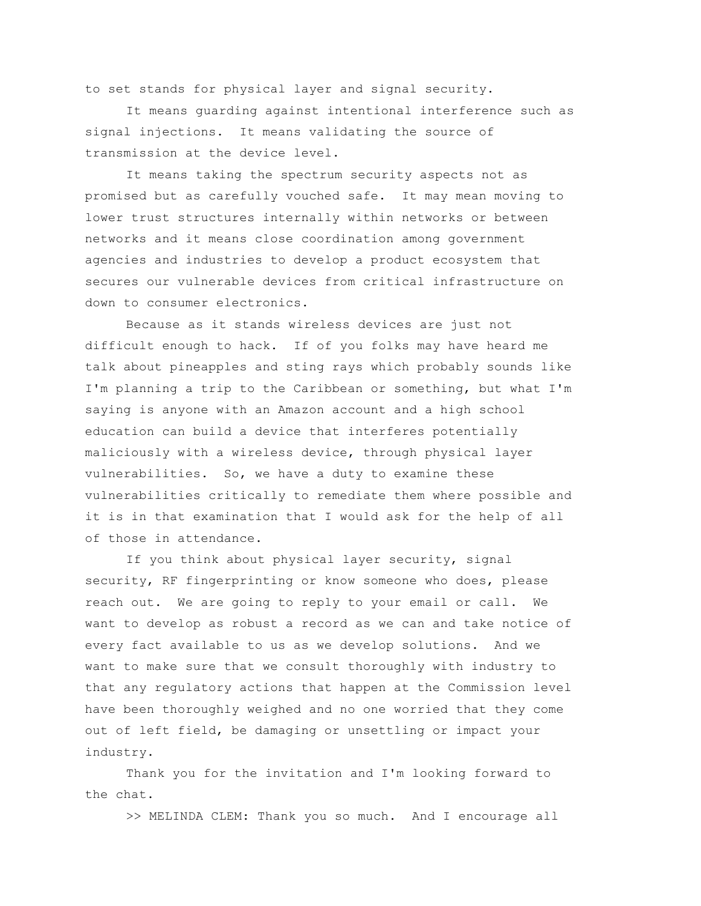to set stands for physical layer and signal security.

It means guarding against intentional interference such as signal injections. It means validating the source of transmission at the device level.

It means taking the spectrum security aspects not as promised but as carefully vouched safe. It may mean moving to lower trust structures internally within networks or between networks and it means close coordination among government agencies and industries to develop a product ecosystem that secures our vulnerable devices from critical infrastructure on down to consumer electronics.

Because as it stands wireless devices are just not difficult enough to hack. If of you folks may have heard me talk about pineapples and sting rays which probably sounds like I'm planning a trip to the Caribbean or something, but what I'm saying is anyone with an Amazon account and a high school education can build a device that interferes potentially maliciously with a wireless device, through physical layer vulnerabilities. So, we have a duty to examine these vulnerabilities critically to remediate them where possible and it is in that examination that I would ask for the help of all of those in attendance.

If you think about physical layer security, signal security, RF fingerprinting or know someone who does, please reach out. We are going to reply to your email or call. We want to develop as robust a record as we can and take notice of every fact available to us as we develop solutions. And we want to make sure that we consult thoroughly with industry to that any regulatory actions that happen at the Commission level have been thoroughly weighed and no one worried that they come out of left field, be damaging or unsettling or impact your industry.

Thank you for the invitation and I'm looking forward to the chat.

>> MELINDA CLEM: Thank you so much. And I encourage all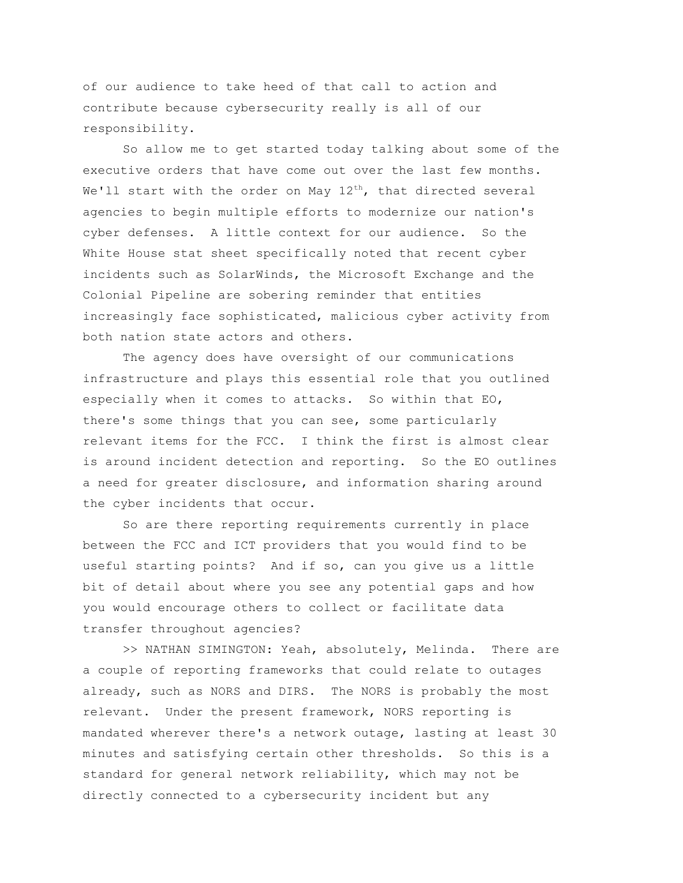of our audience to take heed of that call to action and contribute because cybersecurity really is all of our responsibility.

So allow me to get started today talking about some of the executive orders that have come out over the last few months. We'll start with the order on May 12th, that directed several agencies to begin multiple efforts to modernize our nation's cyber defenses. A little context for our audience. So the White House stat sheet specifically noted that recent cyber incidents such as SolarWinds, the Microsoft Exchange and the Colonial Pipeline are sobering reminder that entities increasingly face sophisticated, malicious cyber activity from both nation state actors and others.

The agency does have oversight of our communications infrastructure and plays this essential role that you outlined especially when it comes to attacks. So within that EO, there's some things that you can see, some particularly relevant items for the FCC. I think the first is almost clear is around incident detection and reporting. So the EO outlines a need for greater disclosure, and information sharing around the cyber incidents that occur.

So are there reporting requirements currently in place between the FCC and ICT providers that you would find to be useful starting points? And if so, can you give us a little bit of detail about where you see any potential gaps and how you would encourage others to collect or facilitate data transfer throughout agencies?

>> NATHAN SIMINGTON: Yeah, absolutely, Melinda. There are a couple of reporting frameworks that could relate to outages already, such as NORS and DIRS. The NORS is probably the most relevant. Under the present framework, NORS reporting is mandated wherever there's a network outage, lasting at least 30 minutes and satisfying certain other thresholds. So this is a standard for general network reliability, which may not be directly connected to a cybersecurity incident but any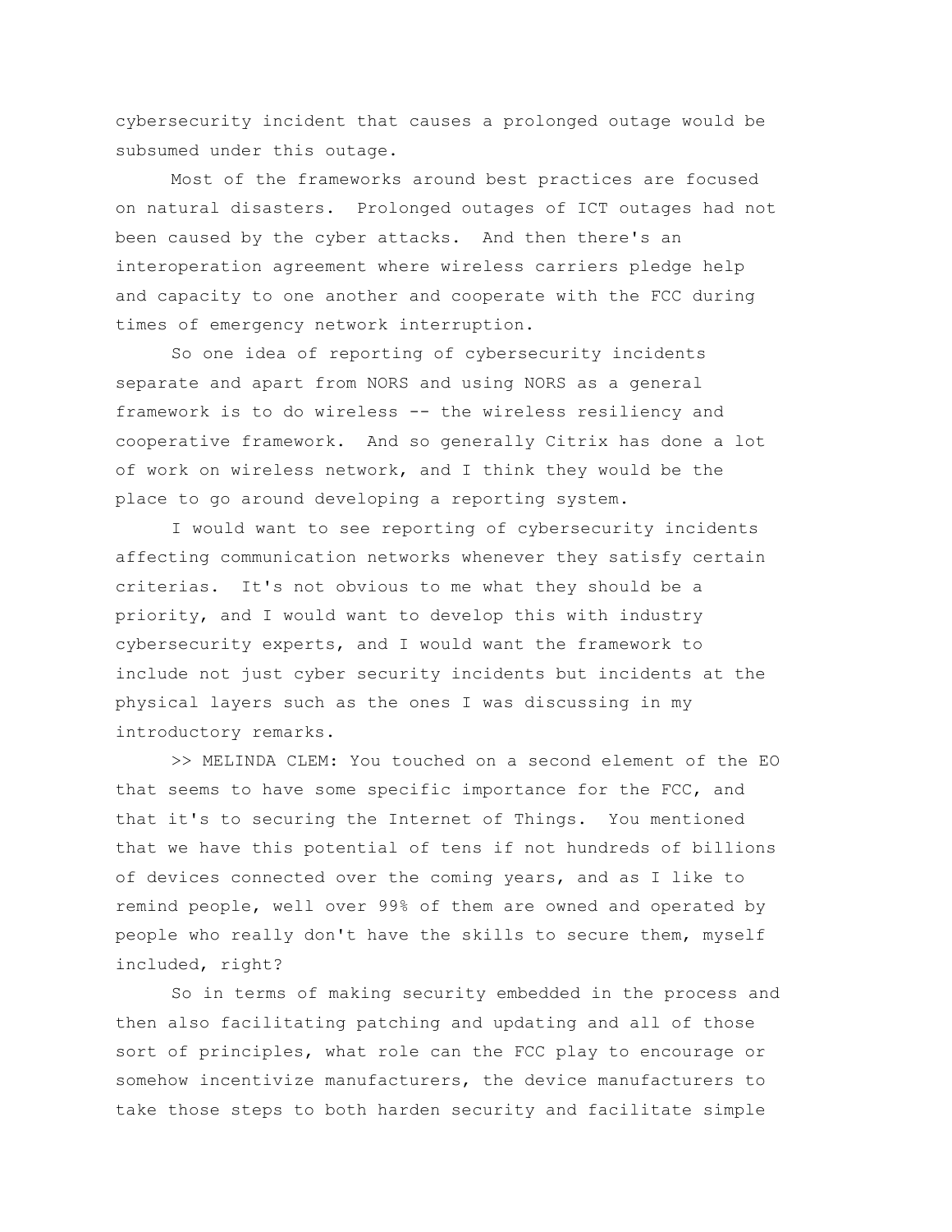cybersecurity incident that causes a prolonged outage would be subsumed under this outage.

Most of the frameworks around best practices are focused on natural disasters. Prolonged outages of ICT outages had not been caused by the cyber attacks. And then there's an interoperation agreement where wireless carriers pledge help and capacity to one another and cooperate with the FCC during times of emergency network interruption.

So one idea of reporting of cybersecurity incidents separate and apart from NORS and using NORS as a general framework is to do wireless -- the wireless resiliency and cooperative framework. And so generally Citrix has done a lot of work on wireless network, and I think they would be the place to go around developing a reporting system.

I would want to see reporting of cybersecurity incidents affecting communication networks whenever they satisfy certain criterias. It's not obvious to me what they should be a priority, and I would want to develop this with industry cybersecurity experts, and I would want the framework to include not just cyber security incidents but incidents at the physical layers such as the ones I was discussing in my introductory remarks.

>> MELINDA CLEM: You touched on a second element of the EO that seems to have some specific importance for the FCC, and that it's to securing the Internet of Things. You mentioned that we have this potential of tens if not hundreds of billions of devices connected over the coming years, and as I like to remind people, well over 99% of them are owned and operated by people who really don't have the skills to secure them, myself included, right?

So in terms of making security embedded in the process and then also facilitating patching and updating and all of those sort of principles, what role can the FCC play to encourage or somehow incentivize manufacturers, the device manufacturers to take those steps to both harden security and facilitate simple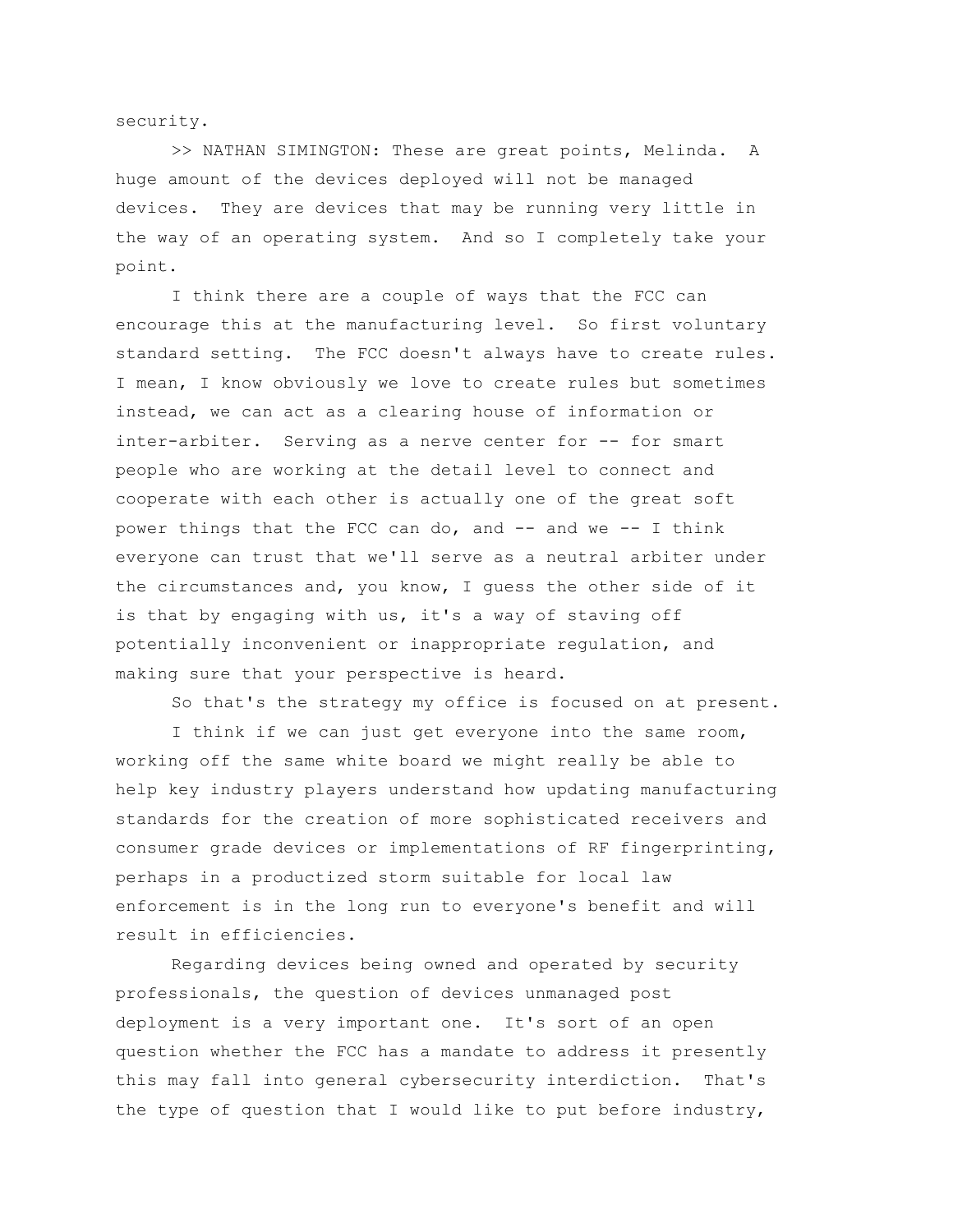security.

>> NATHAN SIMINGTON: These are great points, Melinda. A huge amount of the devices deployed will not be managed devices. They are devices that may be running very little in the way of an operating system. And so I completely take your point.

I think there are a couple of ways that the FCC can encourage this at the manufacturing level. So first voluntary standard setting. The FCC doesn't always have to create rules. I mean, I know obviously we love to create rules but sometimes instead, we can act as a clearing house of information or inter-arbiter. Serving as a nerve center for -- for smart people who are working at the detail level to connect and cooperate with each other is actually one of the great soft power things that the FCC can do, and -- and we -- I think everyone can trust that we'll serve as a neutral arbiter under the circumstances and, you know, I guess the other side of it is that by engaging with us, it's a way of staving off potentially inconvenient or inappropriate regulation, and making sure that your perspective is heard.

So that's the strategy my office is focused on at present.

I think if we can just get everyone into the same room, working off the same white board we might really be able to help key industry players understand how updating manufacturing standards for the creation of more sophisticated receivers and consumer grade devices or implementations of RF fingerprinting, perhaps in a productized storm suitable for local law enforcement is in the long run to everyone's benefit and will result in efficiencies.

Regarding devices being owned and operated by security professionals, the question of devices unmanaged post deployment is a very important one. It's sort of an open question whether the FCC has a mandate to address it presently this may fall into general cybersecurity interdiction. That's the type of question that I would like to put before industry,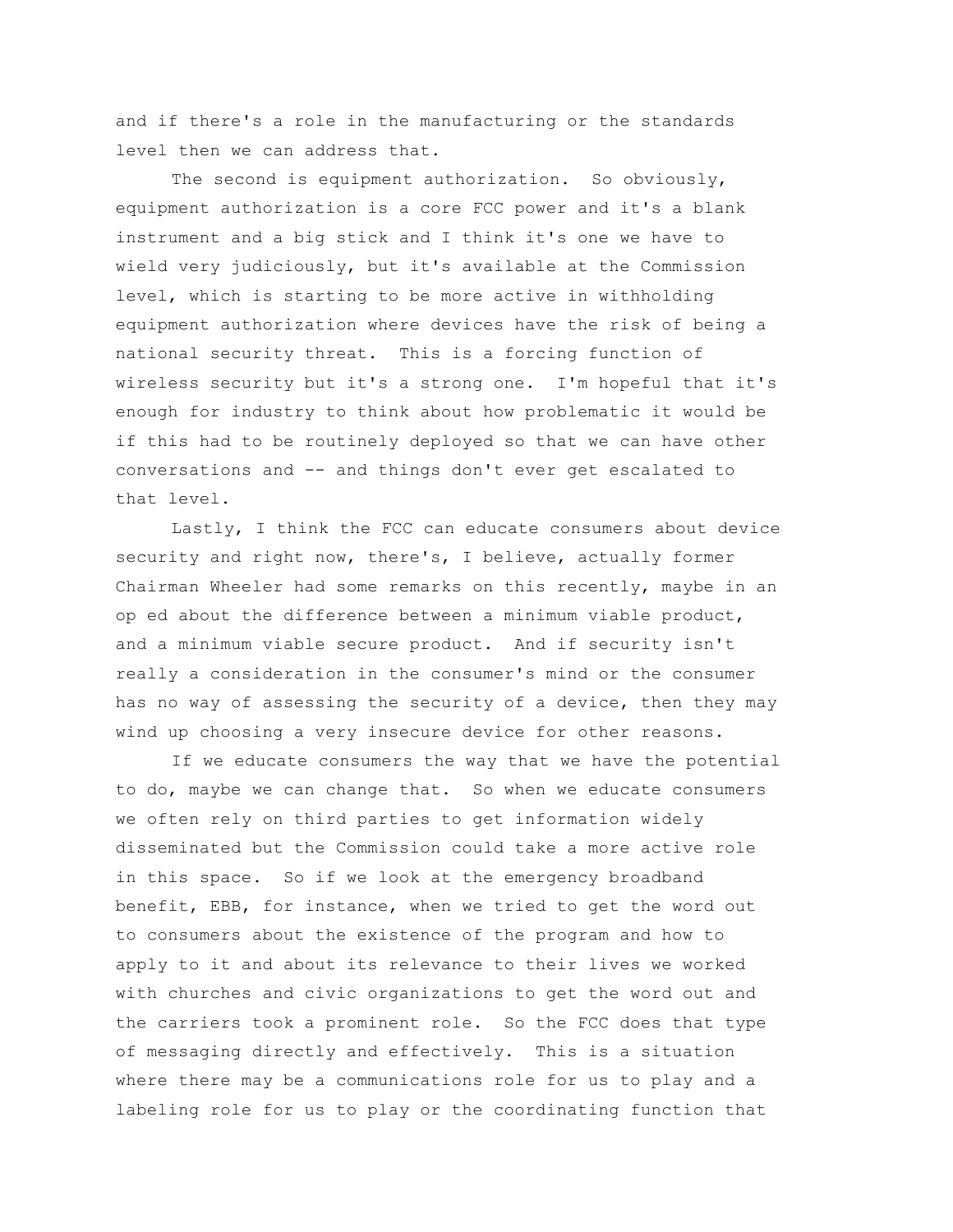and if there's a role in the manufacturing or the standards level then we can address that.

The second is equipment authorization. So obviously, equipment authorization is a core FCC power and it's a blank instrument and a big stick and I think it's one we have to wield very judiciously, but it's available at the Commission level, which is starting to be more active in withholding equipment authorization where devices have the risk of being a national security threat. This is a forcing function of wireless security but it's a strong one. I'm hopeful that it's enough for industry to think about how problematic it would be if this had to be routinely deployed so that we can have other conversations and -- and things don't ever get escalated to that level.

Lastly, I think the FCC can educate consumers about device security and right now, there's, I believe, actually former Chairman Wheeler had some remarks on this recently, maybe in an op ed about the difference between a minimum viable product, and a minimum viable secure product. And if security isn't really a consideration in the consumer's mind or the consumer has no way of assessing the security of a device, then they may wind up choosing a very insecure device for other reasons.

If we educate consumers the way that we have the potential to do, maybe we can change that. So when we educate consumers we often rely on third parties to get information widely disseminated but the Commission could take a more active role in this space. So if we look at the emergency broadband benefit, EBB, for instance, when we tried to get the word out to consumers about the existence of the program and how to apply to it and about its relevance to their lives we worked with churches and civic organizations to get the word out and the carriers took a prominent role. So the FCC does that type of messaging directly and effectively. This is a situation where there may be a communications role for us to play and a labeling role for us to play or the coordinating function that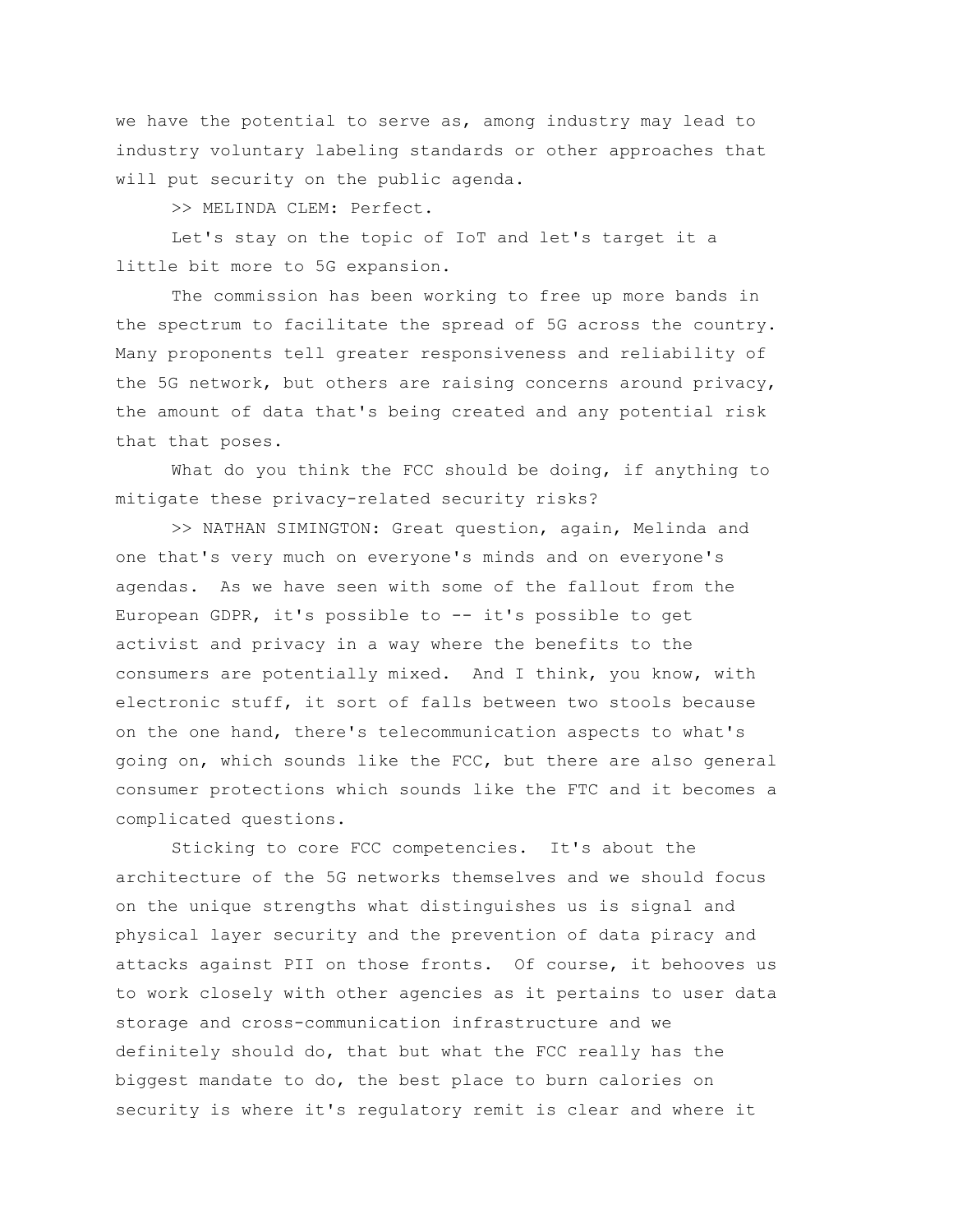we have the potential to serve as, among industry may lead to industry voluntary labeling standards or other approaches that will put security on the public agenda.

>> MELINDA CLEM: Perfect.

Let's stay on the topic of IoT and let's target it a little bit more to 5G expansion.

The commission has been working to free up more bands in the spectrum to facilitate the spread of 5G across the country. Many proponents tell greater responsiveness and reliability of the 5G network, but others are raising concerns around privacy, the amount of data that's being created and any potential risk that that poses.

What do you think the FCC should be doing, if anything to mitigate these privacy-related security risks?

>> NATHAN SIMINGTON: Great question, again, Melinda and one that's very much on everyone's minds and on everyone's agendas. As we have seen with some of the fallout from the European GDPR, it's possible to -- it's possible to get activist and privacy in a way where the benefits to the consumers are potentially mixed. And I think, you know, with electronic stuff, it sort of falls between two stools because on the one hand, there's telecommunication aspects to what's going on, which sounds like the FCC, but there are also general consumer protections which sounds like the FTC and it becomes a complicated questions.

Sticking to core FCC competencies. It's about the architecture of the 5G networks themselves and we should focus on the unique strengths what distinguishes us is signal and physical layer security and the prevention of data piracy and attacks against PII on those fronts. Of course, it behooves us to work closely with other agencies as it pertains to user data storage and cross-communication infrastructure and we definitely should do, that but what the FCC really has the biggest mandate to do, the best place to burn calories on security is where it's regulatory remit is clear and where it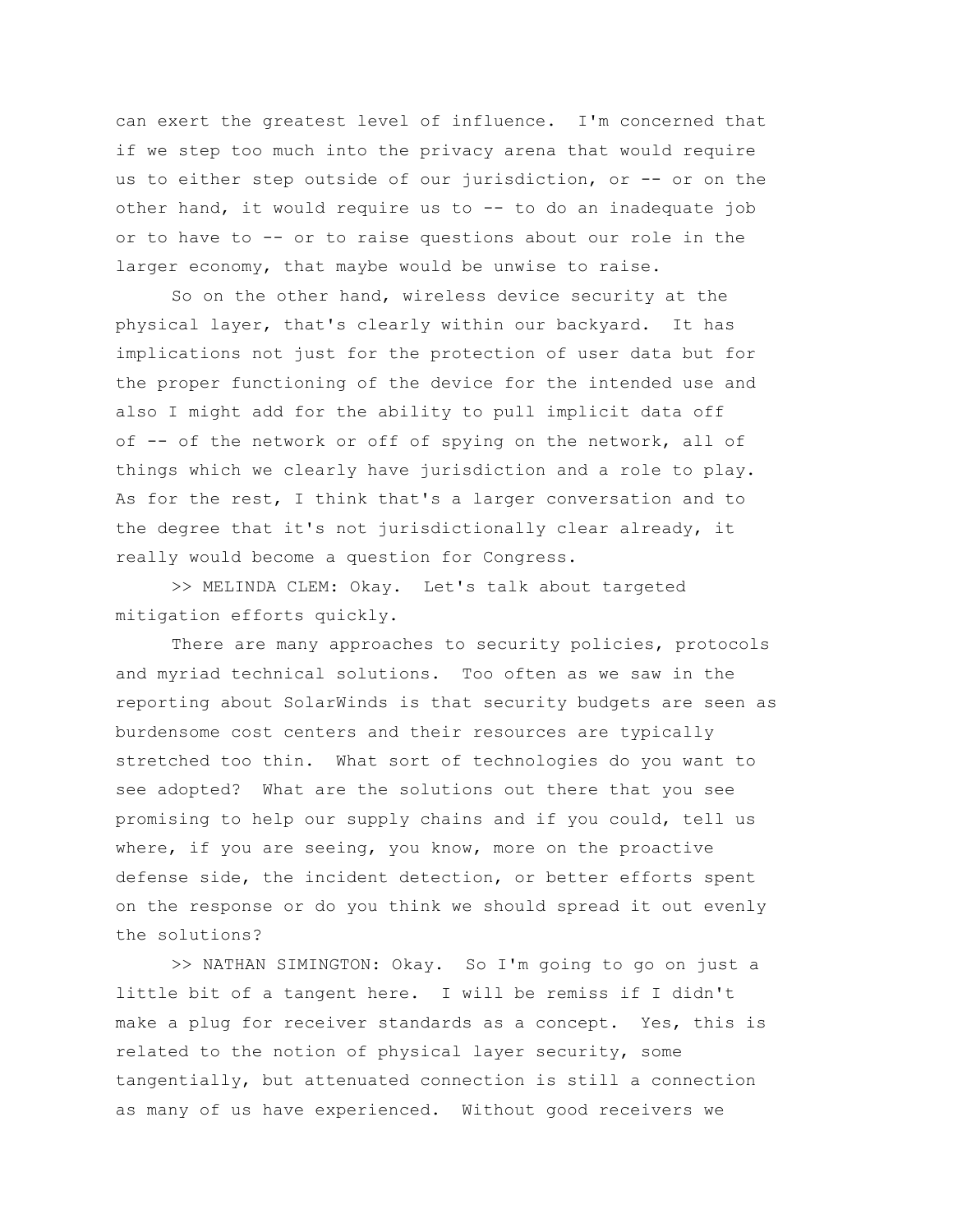can exert the greatest level of influence. I'm concerned that if we step too much into the privacy arena that would require us to either step outside of our jurisdiction, or -- or on the other hand, it would require us to -- to do an inadequate job or to have to -- or to raise questions about our role in the larger economy, that maybe would be unwise to raise.

So on the other hand, wireless device security at the physical layer, that's clearly within our backyard. It has implications not just for the protection of user data but for the proper functioning of the device for the intended use and also I might add for the ability to pull implicit data off of -- of the network or off of spying on the network, all of things which we clearly have jurisdiction and a role to play. As for the rest, I think that's a larger conversation and to the degree that it's not jurisdictionally clear already, it really would become a question for Congress.

>> MELINDA CLEM: Okay. Let's talk about targeted mitigation efforts quickly.

There are many approaches to security policies, protocols and myriad technical solutions. Too often as we saw in the reporting about SolarWinds is that security budgets are seen as burdensome cost centers and their resources are typically stretched too thin. What sort of technologies do you want to see adopted? What are the solutions out there that you see promising to help our supply chains and if you could, tell us where, if you are seeing, you know, more on the proactive defense side, the incident detection, or better efforts spent on the response or do you think we should spread it out evenly the solutions?

>> NATHAN SIMINGTON: Okay. So I'm going to go on just a little bit of a tangent here. I will be remiss if I didn't make a plug for receiver standards as a concept. Yes, this is related to the notion of physical layer security, some tangentially, but attenuated connection is still a connection as many of us have experienced. Without good receivers we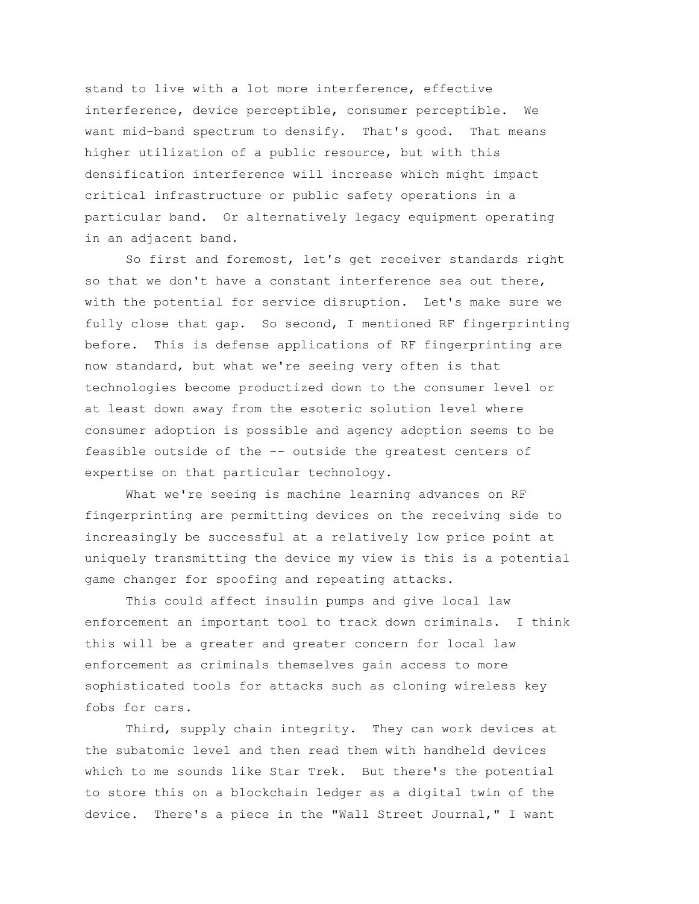stand to live with a lot more interference, effective interference, device perceptible, consumer perceptible. We want mid-band spectrum to densify. That's good. That means higher utilization of a public resource, but with this densification interference will increase which might impact critical infrastructure or public safety operations in a particular band. Or alternatively legacy equipment operating in an adjacent band.

So first and foremost, let's get receiver standards right so that we don't have a constant interference sea out there, with the potential for service disruption. Let's make sure we fully close that gap. So second, I mentioned RF fingerprinting before. This is defense applications of RF fingerprinting are now standard, but what we're seeing very often is that technologies become productized down to the consumer level or at least down away from the esoteric solution level where consumer adoption is possible and agency adoption seems to be feasible outside of the -- outside the greatest centers of expertise on that particular technology.

What we're seeing is machine learning advances on RF fingerprinting are permitting devices on the receiving side to increasingly be successful at a relatively low price point at uniquely transmitting the device my view is this is a potential game changer for spoofing and repeating attacks.

This could affect insulin pumps and give local law enforcement an important tool to track down criminals. I think this will be a greater and greater concern for local law enforcement as criminals themselves gain access to more sophisticated tools for attacks such as cloning wireless key fobs for cars.

Third, supply chain integrity. They can work devices at the subatomic level and then read them with handheld devices which to me sounds like Star Trek. But there's the potential to store this on a blockchain ledger as a digital twin of the device. There's a piece in the "Wall Street Journal," I want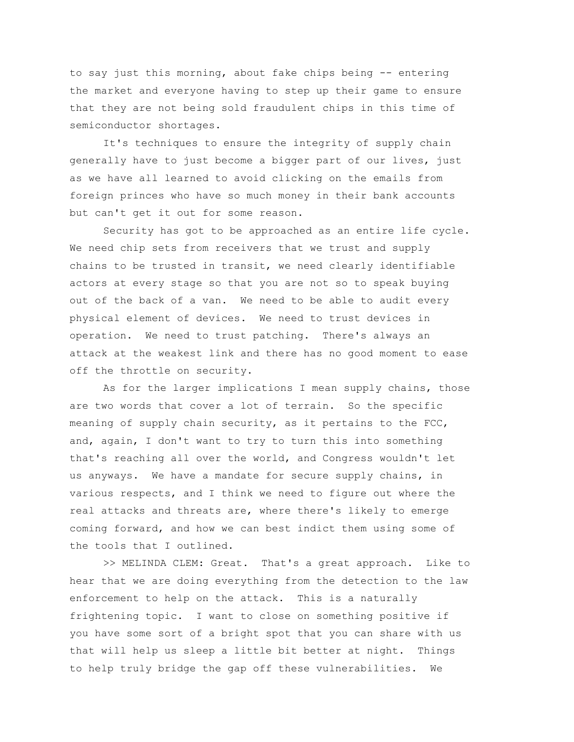to say just this morning, about fake chips being -- entering the market and everyone having to step up their game to ensure that they are not being sold fraudulent chips in this time of semiconductor shortages.

It's techniques to ensure the integrity of supply chain generally have to just become a bigger part of our lives, just as we have all learned to avoid clicking on the emails from foreign princes who have so much money in their bank accounts but can't get it out for some reason.

Security has got to be approached as an entire life cycle. We need chip sets from receivers that we trust and supply chains to be trusted in transit, we need clearly identifiable actors at every stage so that you are not so to speak buying out of the back of a van. We need to be able to audit every physical element of devices. We need to trust devices in operation. We need to trust patching. There's always an attack at the weakest link and there has no good moment to ease off the throttle on security.

As for the larger implications I mean supply chains, those are two words that cover a lot of terrain. So the specific meaning of supply chain security, as it pertains to the FCC, and, again, I don't want to try to turn this into something that's reaching all over the world, and Congress wouldn't let us anyways. We have a mandate for secure supply chains, in various respects, and I think we need to figure out where the real attacks and threats are, where there's likely to emerge coming forward, and how we can best indict them using some of the tools that I outlined.

>> MELINDA CLEM: Great. That's a great approach. Like to hear that we are doing everything from the detection to the law enforcement to help on the attack. This is a naturally frightening topic. I want to close on something positive if you have some sort of a bright spot that you can share with us that will help us sleep a little bit better at night. Things to help truly bridge the gap off these vulnerabilities. We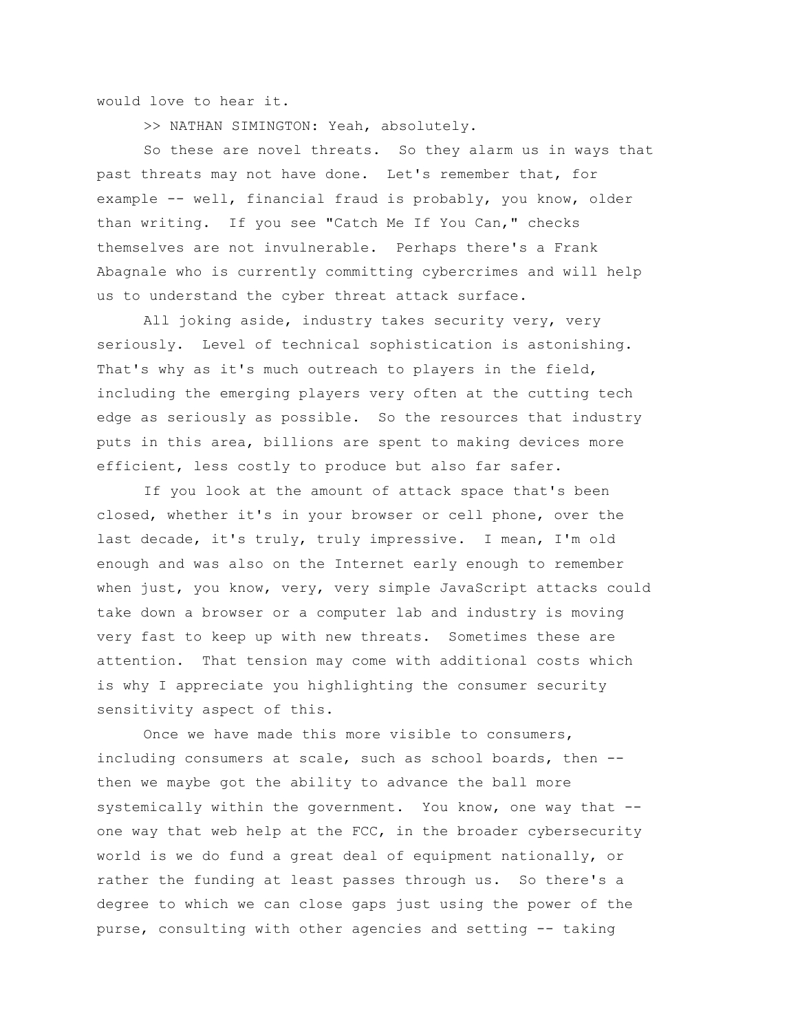would love to hear it.

>> NATHAN SIMINGTON: Yeah, absolutely.

So these are novel threats. So they alarm us in ways that past threats may not have done. Let's remember that, for example -- well, financial fraud is probably, you know, older than writing. If you see "Catch Me If You Can," checks themselves are not invulnerable. Perhaps there's a Frank Abagnale who is currently committing cybercrimes and will help us to understand the cyber threat attack surface.

All joking aside, industry takes security very, very seriously. Level of technical sophistication is astonishing. That's why as it's much outreach to players in the field, including the emerging players very often at the cutting tech edge as seriously as possible. So the resources that industry puts in this area, billions are spent to making devices more efficient, less costly to produce but also far safer.

If you look at the amount of attack space that's been closed, whether it's in your browser or cell phone, over the last decade, it's truly, truly impressive. I mean, I'm old enough and was also on the Internet early enough to remember when just, you know, very, very simple JavaScript attacks could take down a browser or a computer lab and industry is moving very fast to keep up with new threats. Sometimes these are attention. That tension may come with additional costs which is why I appreciate you highlighting the consumer security sensitivity aspect of this.

Once we have made this more visible to consumers, including consumers at scale, such as school boards, then -- then we maybe got the ability to advance the ball more systemically within the government. You know, one way that -- one way that web help at the FCC, in the broader cybersecurity world is we do fund a great deal of equipment nationally, or rather the funding at least passes through us. So there's a degree to which we can close gaps just using the power of the purse, consulting with other agencies and setting -- taking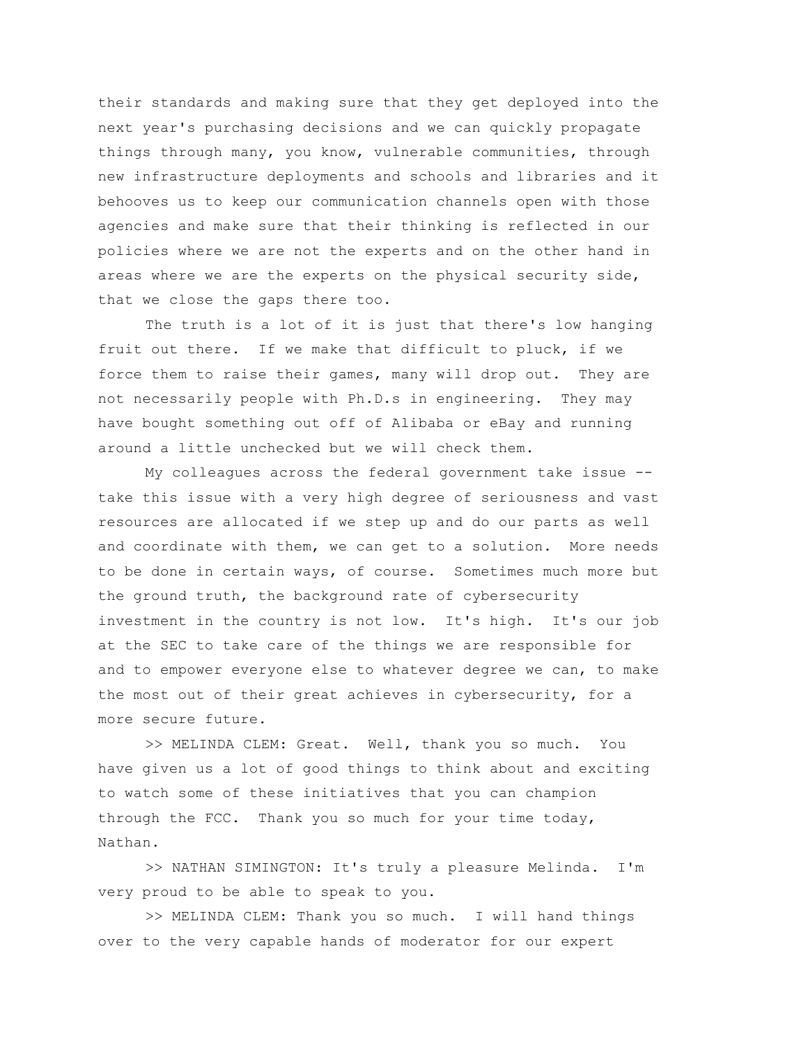their standards and making sure that they get deployed into the next year's purchasing decisions and we can quickly propagate things through many, you know, vulnerable communities, through new infrastructure deployments and schools and libraries and it behooves us to keep our communication channels open with those agencies and make sure that their thinking is reflected in our policies where we are not the experts and on the other hand in areas where we are the experts on the physical security side, that we close the gaps there too.

The truth is a lot of it is just that there's low hanging fruit out there. If we make that difficult to pluck, if we force them to raise their games, many will drop out. They are not necessarily people with Ph.D.s in engineering. They may have bought something out off of Alibaba or eBay and running around a little unchecked but we will check them.

My colleagues across the federal government take issue -- take this issue with a very high degree of seriousness and vast resources are allocated if we step up and do our parts as well and coordinate with them, we can get to a solution. More needs to be done in certain ways, of course. Sometimes much more but the ground truth, the background rate of cybersecurity investment in the country is not low. It's high. It's our job at the SEC to take care of the things we are responsible for and to empower everyone else to whatever degree we can, to make the most out of their great achieves in cybersecurity, for a more secure future.

>> MELINDA CLEM: Great. Well, thank you so much. You have given us a lot of good things to think about and exciting to watch some of these initiatives that you can champion through the FCC. Thank you so much for your time today, Nathan.

>> NATHAN SIMINGTON: It's truly a pleasure Melinda. I'm very proud to be able to speak to you.

>> MELINDA CLEM: Thank you so much. I will hand things over to the very capable hands of moderator for our expert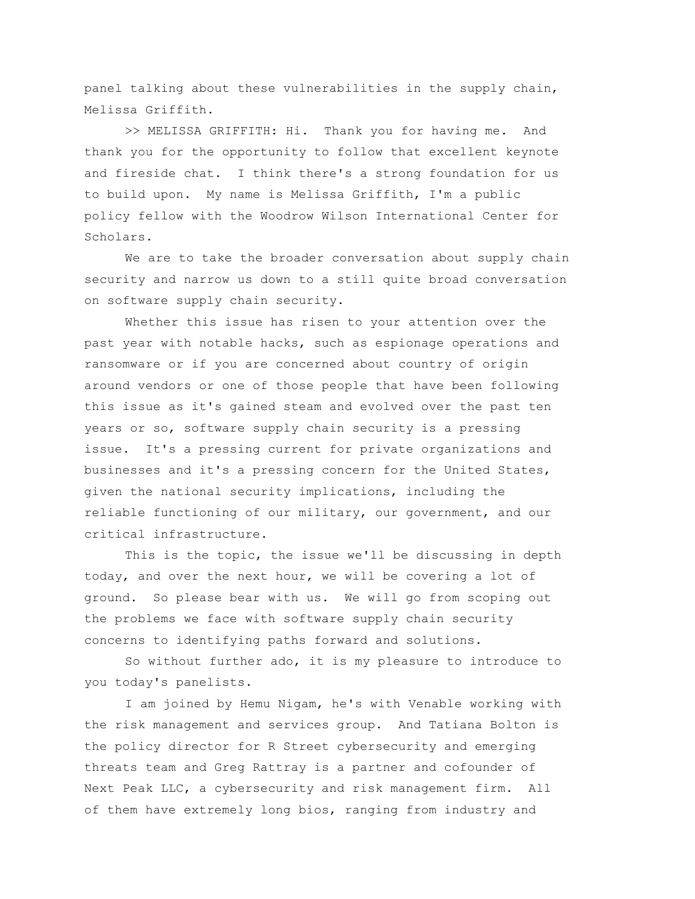panel talking about these vulnerabilities in the supply chain, Melissa Griffith.

>> MELISSA GRIFFITH: Hi. Thank you for having me. And thank you for the opportunity to follow that excellent keynote and fireside chat. I think there's a strong foundation for us to build upon. My name is Melissa Griffith, I'm a public policy fellow with the Woodrow Wilson International Center for Scholars.

We are to take the broader conversation about supply chain security and narrow us down to a still quite broad conversation on software supply chain security.

Whether this issue has risen to your attention over the past year with notable hacks, such as espionage operations and ransomware or if you are concerned about country of origin around vendors or one of those people that have been following this issue as it's gained steam and evolved over the past ten years or so, software supply chain security is a pressing issue. It's a pressing current for private organizations and businesses and it's a pressing concern for the United States, given the national security implications, including the reliable functioning of our military, our government, and our critical infrastructure.

This is the topic, the issue we'll be discussing in depth today, and over the next hour, we will be covering a lot of ground. So please bear with us. We will go from scoping out the problems we face with software supply chain security concerns to identifying paths forward and solutions.

So without further ado, it is my pleasure to introduce to you today's panelists.

I am joined by Hemu Nigam, he's with Venable working with the risk management and services group. And Tatiana Bolton is the policy director for R Street cybersecurity and emerging threats team and Greg Rattray is a partner and cofounder of Next Peak LLC, a cybersecurity and risk management firm. All of them have extremely long bios, ranging from industry and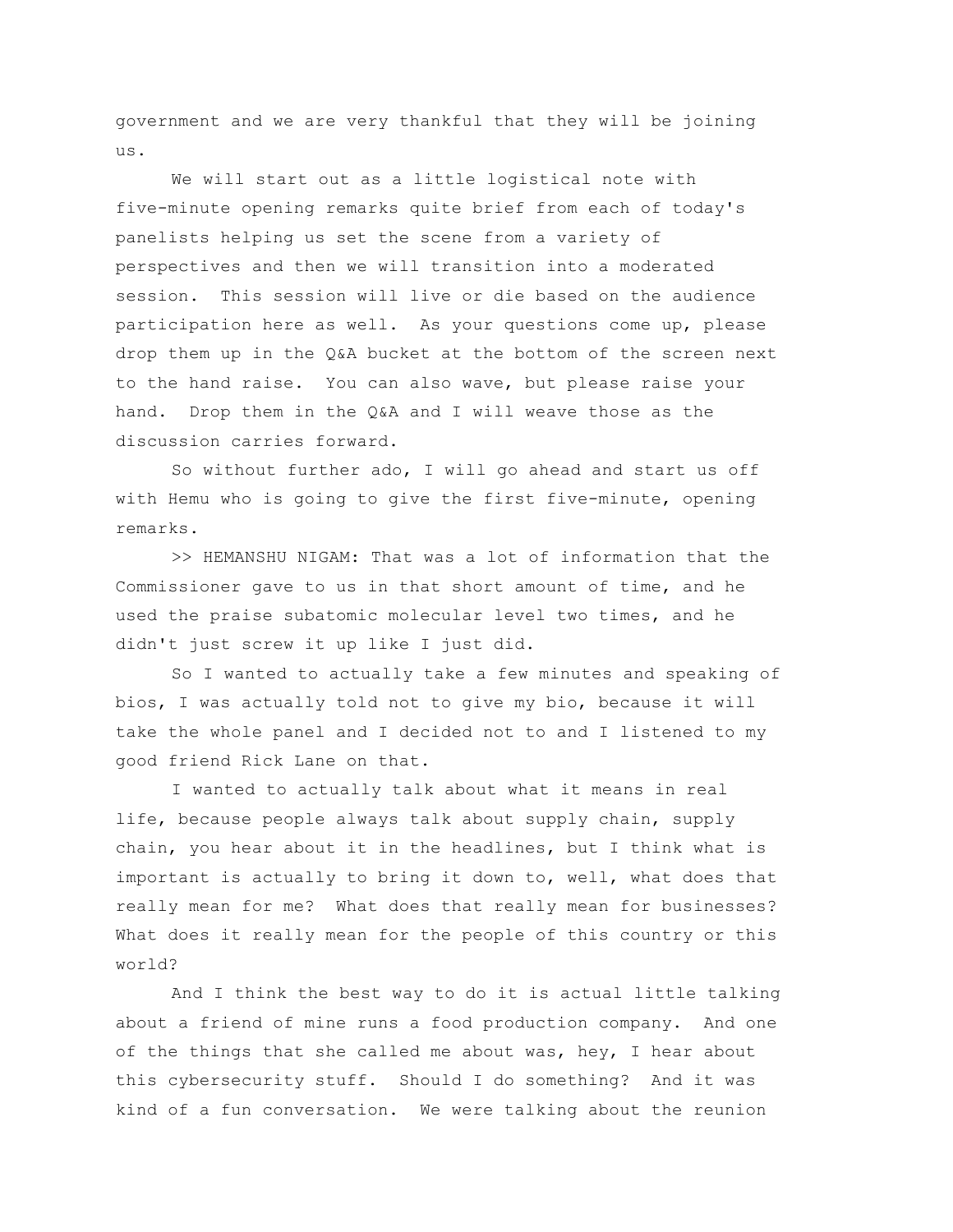government and we are very thankful that they will be joining us.

We will start out as a little logistical note with five-minute opening remarks quite brief from each of today's panelists helping us set the scene from a variety of perspectives and then we will transition into a moderated session. This session will live or die based on the audience participation here as well. As your questions come up, please drop them up in the Q&A bucket at the bottom of the screen next to the hand raise. You can also wave, but please raise your hand. Drop them in the Q&A and I will weave those as the discussion carries forward.

So without further ado, I will go ahead and start us off with Hemu who is going to give the first five-minute, opening remarks.

>> HEMANSHU NIGAM: That was a lot of information that the Commissioner gave to us in that short amount of time, and he used the praise subatomic molecular level two times, and he didn't just screw it up like I just did.

So I wanted to actually take a few minutes and speaking of bios, I was actually told not to give my bio, because it will take the whole panel and I decided not to and I listened to my good friend Rick Lane on that.

I wanted to actually talk about what it means in real life, because people always talk about supply chain, supply chain, you hear about it in the headlines, but I think what is important is actually to bring it down to, well, what does that really mean for me? What does that really mean for businesses? What does it really mean for the people of this country or this world?

And I think the best way to do it is actual little talking about a friend of mine runs a food production company. And one of the things that she called me about was, hey, I hear about this cybersecurity stuff. Should I do something? And it was kind of a fun conversation. We were talking about the reunion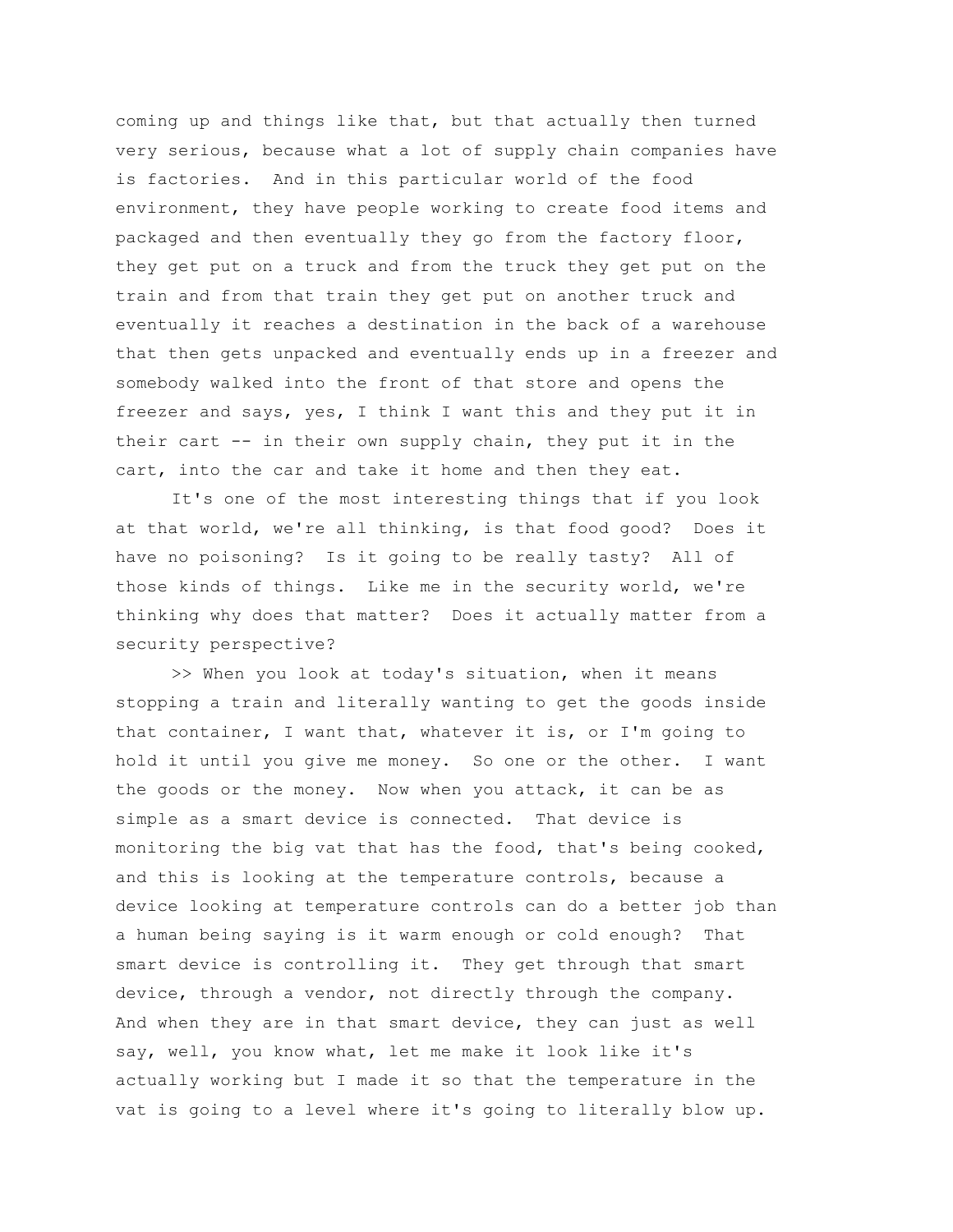coming up and things like that, but that actually then turned very serious, because what a lot of supply chain companies have is factories. And in this particular world of the food environment, they have people working to create food items and packaged and then eventually they go from the factory floor, they get put on a truck and from the truck they get put on the train and from that train they get put on another truck and eventually it reaches a destination in the back of a warehouse that then gets unpacked and eventually ends up in a freezer and somebody walked into the front of that store and opens the freezer and says, yes, I think I want this and they put it in their cart -- in their own supply chain, they put it in the cart, into the car and take it home and then they eat.

It's one of the most interesting things that if you look at that world, we're all thinking, is that food good? Does it have no poisoning? Is it going to be really tasty? All of those kinds of things. Like me in the security world, we're thinking why does that matter? Does it actually matter from a security perspective?

>> When you look at today's situation, when it means stopping a train and literally wanting to get the goods inside that container, I want that, whatever it is, or I'm going to hold it until you give me money. So one or the other. I want the goods or the money. Now when you attack, it can be as simple as a smart device is connected. That device is monitoring the big vat that has the food, that's being cooked, and this is looking at the temperature controls, because a device looking at temperature controls can do a better job than a human being saying is it warm enough or cold enough? That smart device is controlling it. They get through that smart device, through a vendor, not directly through the company. And when they are in that smart device, they can just as well say, well, you know what, let me make it look like it's actually working but I made it so that the temperature in the vat is going to a level where it's going to literally blow up.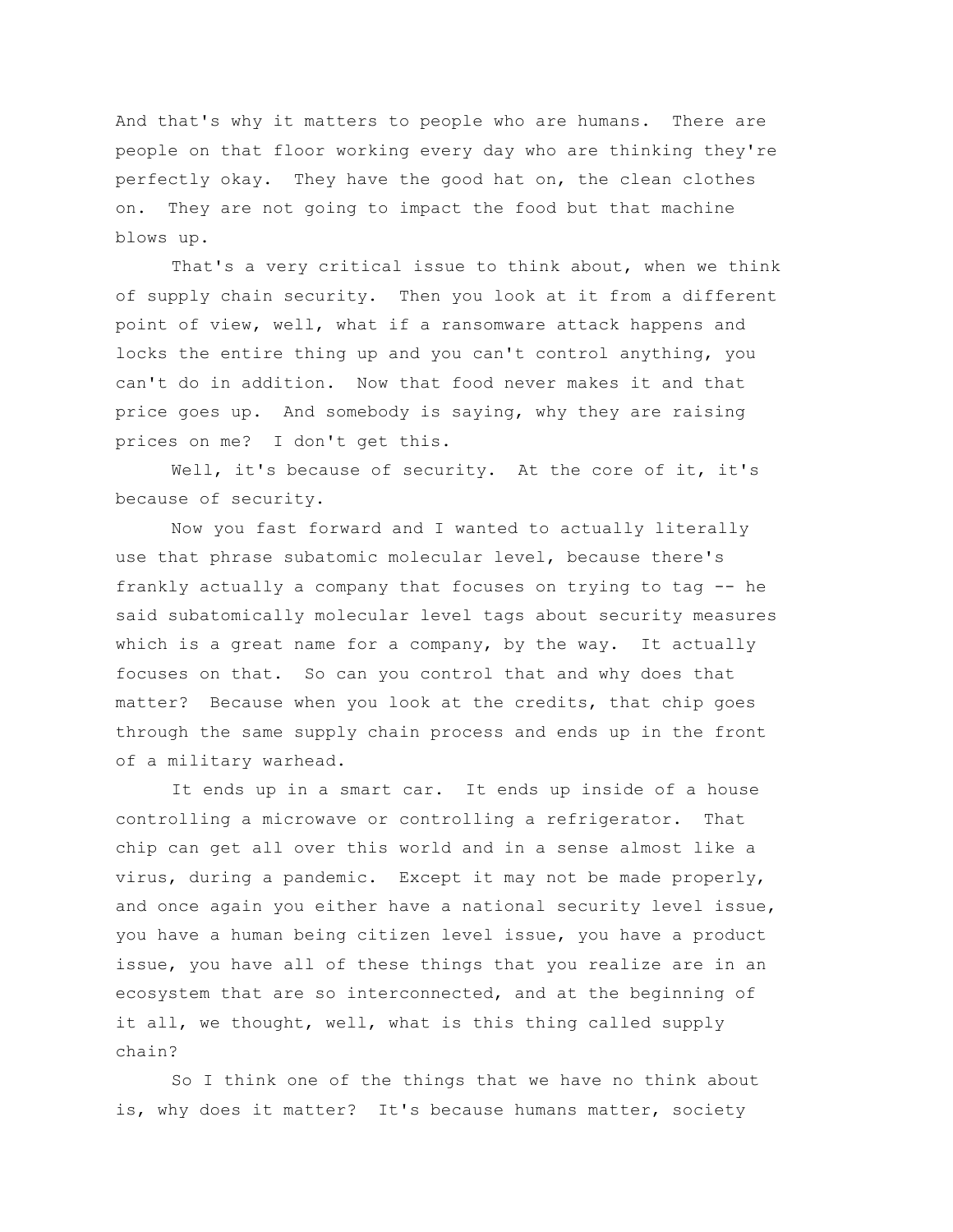And that's why it matters to people who are humans. There are people on that floor working every day who are thinking they're perfectly okay. They have the good hat on, the clean clothes on. They are not going to impact the food but that machine blows up.

That's a very critical issue to think about, when we think of supply chain security. Then you look at it from a different point of view, well, what if a ransomware attack happens and locks the entire thing up and you can't control anything, you can't do in addition. Now that food never makes it and that price goes up. And somebody is saying, why they are raising prices on me? I don't get this.

Well, it's because of security. At the core of it, it's because of security.

Now you fast forward and I wanted to actually literally use that phrase subatomic molecular level, because there's frankly actually a company that focuses on trying to tag -- he said subatomically molecular level tags about security measures which is a great name for a company, by the way. It actually focuses on that. So can you control that and why does that matter? Because when you look at the credits, that chip goes through the same supply chain process and ends up in the front of a military warhead.

It ends up in a smart car. It ends up inside of a house controlling a microwave or controlling a refrigerator. That chip can get all over this world and in a sense almost like a virus, during a pandemic. Except it may not be made properly, and once again you either have a national security level issue, you have a human being citizen level issue, you have a product issue, you have all of these things that you realize are in an ecosystem that are so interconnected, and at the beginning of it all, we thought, well, what is this thing called supply chain?

So I think one of the things that we have no think about is, why does it matter? It's because humans matter, society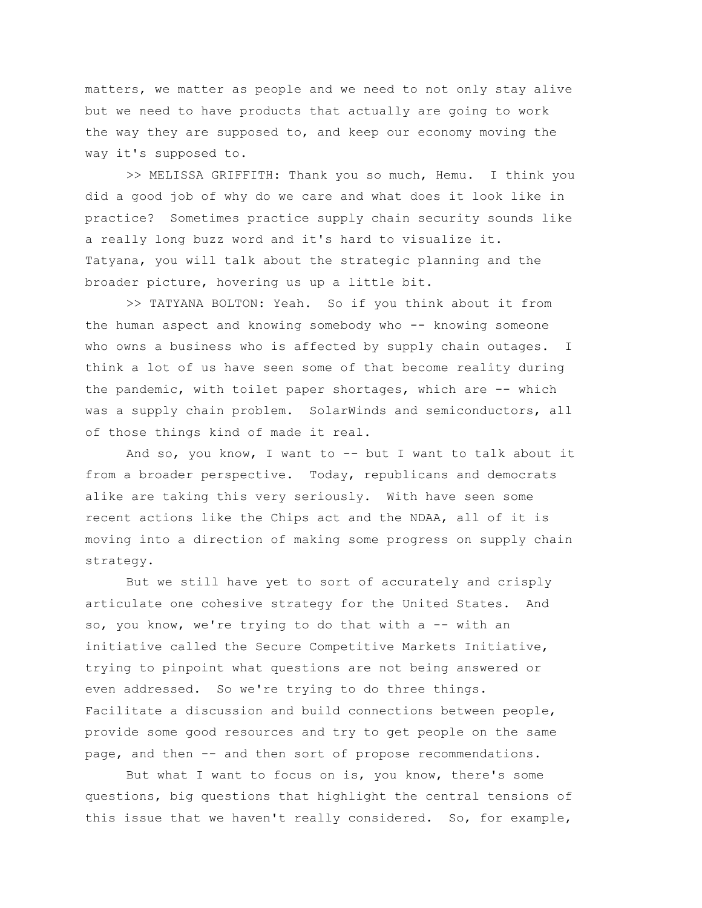matters, we matter as people and we need to not only stay alive but we need to have products that actually are going to work the way they are supposed to, and keep our economy moving the way it's supposed to.

>> MELISSA GRIFFITH: Thank you so much, Hemu. I think you did a good job of why do we care and what does it look like in practice? Sometimes practice supply chain security sounds like a really long buzz word and it's hard to visualize it. Tatyana, you will talk about the strategic planning and the broader picture, hovering us up a little bit.

>> TATYANA BOLTON: Yeah. So if you think about it from the human aspect and knowing somebody who -- knowing someone who owns a business who is affected by supply chain outages. I think a lot of us have seen some of that become reality during the pandemic, with toilet paper shortages, which are -- which was a supply chain problem. SolarWinds and semiconductors, all of those things kind of made it real.

And so, you know, I want to -- but I want to talk about it from a broader perspective. Today, republicans and democrats alike are taking this very seriously. With have seen some recent actions like the Chips act and the NDAA, all of it is moving into a direction of making some progress on supply chain strategy.

But we still have yet to sort of accurately and crisply articulate one cohesive strategy for the United States. And so, you know, we're trying to do that with a -- with an initiative called the Secure Competitive Markets Initiative, trying to pinpoint what questions are not being answered or even addressed. So we're trying to do three things. Facilitate a discussion and build connections between people, provide some good resources and try to get people on the same page, and then -- and then sort of propose recommendations.

But what I want to focus on is, you know, there's some questions, big questions that highlight the central tensions of this issue that we haven't really considered. So, for example,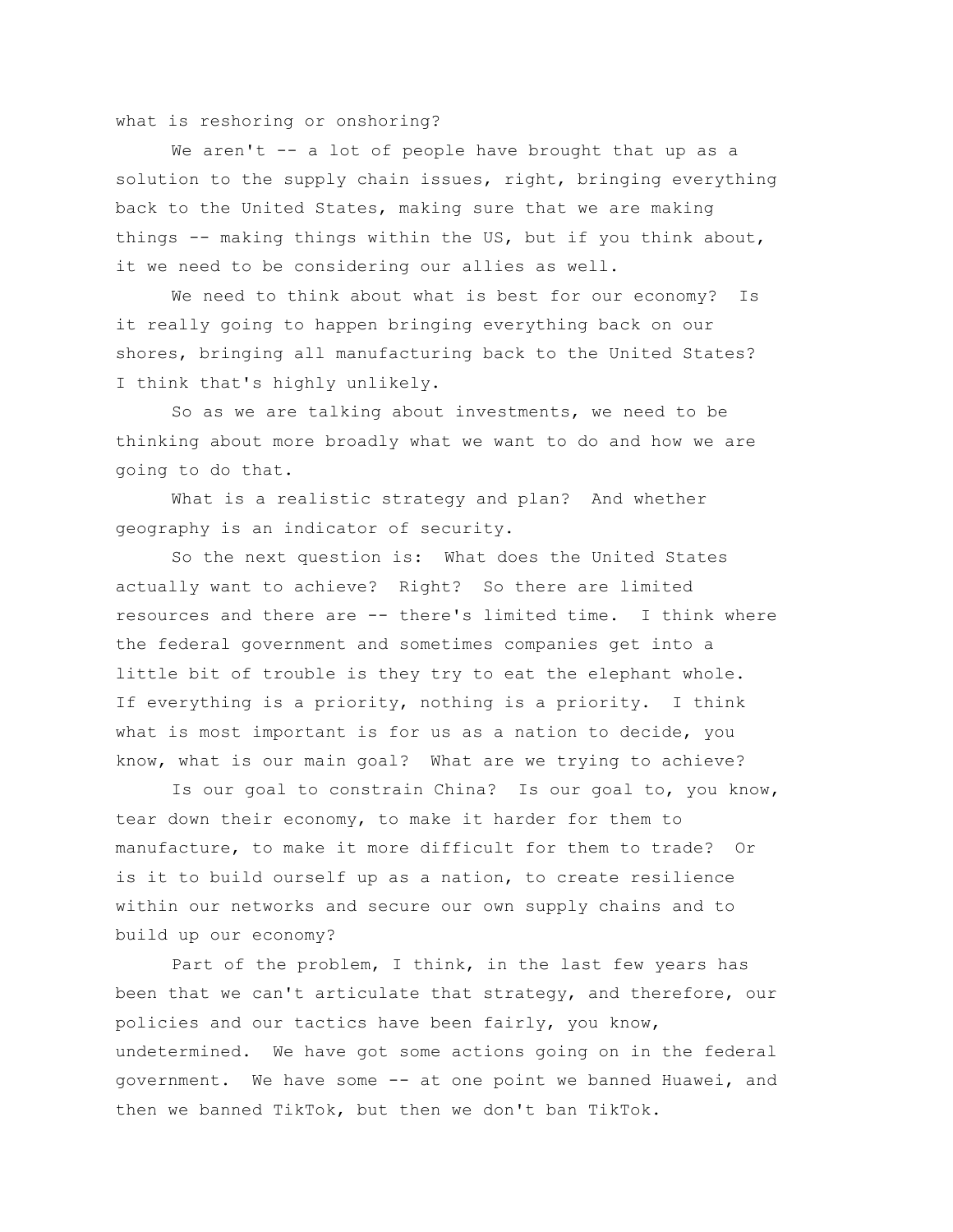what is reshoring or onshoring?

We aren't -- a lot of people have brought that up as a solution to the supply chain issues, right, bringing everything back to the United States, making sure that we are making things -- making things within the US, but if you think about, it we need to be considering our allies as well.

We need to think about what is best for our economy? Is it really going to happen bringing everything back on our shores, bringing all manufacturing back to the United States? I think that's highly unlikely.

So as we are talking about investments, we need to be thinking about more broadly what we want to do and how we are going to do that.

What is a realistic strategy and plan? And whether geography is an indicator of security.

So the next question is: What does the United States actually want to achieve? Right? So there are limited resources and there are -- there's limited time. I think where the federal government and sometimes companies get into a little bit of trouble is they try to eat the elephant whole. If everything is a priority, nothing is a priority. I think what is most important is for us as a nation to decide, you know, what is our main goal? What are we trying to achieve?

Is our goal to constrain China? Is our goal to, you know, tear down their economy, to make it harder for them to manufacture, to make it more difficult for them to trade? Or is it to build ourself up as a nation, to create resilience within our networks and secure our own supply chains and to build up our economy?

Part of the problem, I think, in the last few years has been that we can't articulate that strategy, and therefore, our policies and our tactics have been fairly, you know, undetermined. We have got some actions going on in the federal government. We have some -- at one point we banned Huawei, and then we banned TikTok, but then we don't ban TikTok.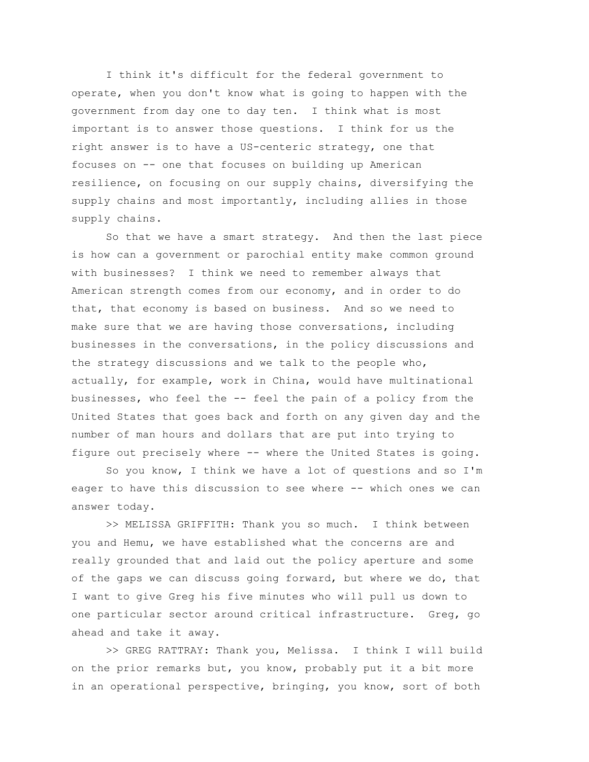I think it's difficult for the federal government to operate, when you don't know what is going to happen with the government from day one to day ten. I think what is most important is to answer those questions. I think for us the right answer is to have a US-centeric strategy, one that focuses on -- one that focuses on building up American resilience, on focusing on our supply chains, diversifying the supply chains and most importantly, including allies in those supply chains.

So that we have a smart strategy. And then the last piece is how can a government or parochial entity make common ground with businesses? I think we need to remember always that American strength comes from our economy, and in order to do that, that economy is based on business. And so we need to make sure that we are having those conversations, including businesses in the conversations, in the policy discussions and the strategy discussions and we talk to the people who, actually, for example, work in China, would have multinational businesses, who feel the -- feel the pain of a policy from the United States that goes back and forth on any given day and the number of man hours and dollars that are put into trying to figure out precisely where -- where the United States is going.

So you know, I think we have a lot of questions and so I'm eager to have this discussion to see where -- which ones we can answer today.

>> MELISSA GRIFFITH: Thank you so much. I think between you and Hemu, we have established what the concerns are and really grounded that and laid out the policy aperture and some of the gaps we can discuss going forward, but where we do, that I want to give Greg his five minutes who will pull us down to one particular sector around critical infrastructure. Greg, go ahead and take it away.

>> GREG RATTRAY: Thank you, Melissa. I think I will build on the prior remarks but, you know, probably put it a bit more in an operational perspective, bringing, you know, sort of both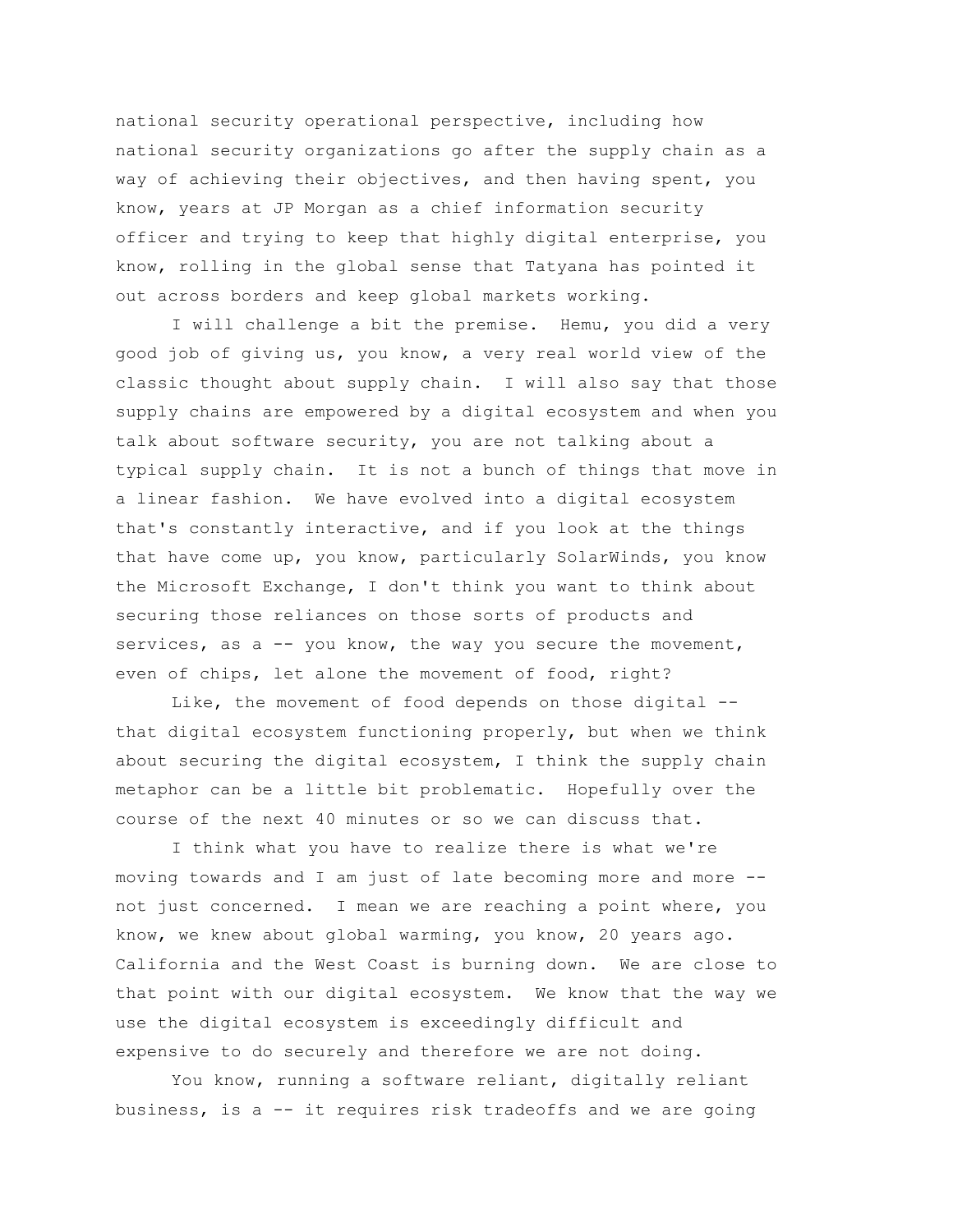national security operational perspective, including how national security organizations go after the supply chain as a way of achieving their objectives, and then having spent, you know, years at JP Morgan as a chief information security officer and trying to keep that highly digital enterprise, you know, rolling in the global sense that Tatyana has pointed it out across borders and keep global markets working.

I will challenge a bit the premise. Hemu, you did a very good job of giving us, you know, a very real world view of the classic thought about supply chain. I will also say that those supply chains are empowered by a digital ecosystem and when you talk about software security, you are not talking about a typical supply chain. It is not a bunch of things that move in a linear fashion. We have evolved into a digital ecosystem that's constantly interactive, and if you look at the things that have come up, you know, particularly SolarWinds, you know the Microsoft Exchange, I don't think you want to think about securing those reliances on those sorts of products and services, as a -- you know, the way you secure the movement, even of chips, let alone the movement of food, right?

Like, the movement of food depends on those digital -- that digital ecosystem functioning properly, but when we think about securing the digital ecosystem, I think the supply chain metaphor can be a little bit problematic. Hopefully over the course of the next 40 minutes or so we can discuss that.

I think what you have to realize there is what we're moving towards and I am just of late becoming more and more -- not just concerned. I mean we are reaching a point where, you know, we knew about global warming, you know, 20 years ago. California and the West Coast is burning down. We are close to that point with our digital ecosystem. We know that the way we use the digital ecosystem is exceedingly difficult and expensive to do securely and therefore we are not doing.

You know, running a software reliant, digitally reliant business, is a -- it requires risk tradeoffs and we are going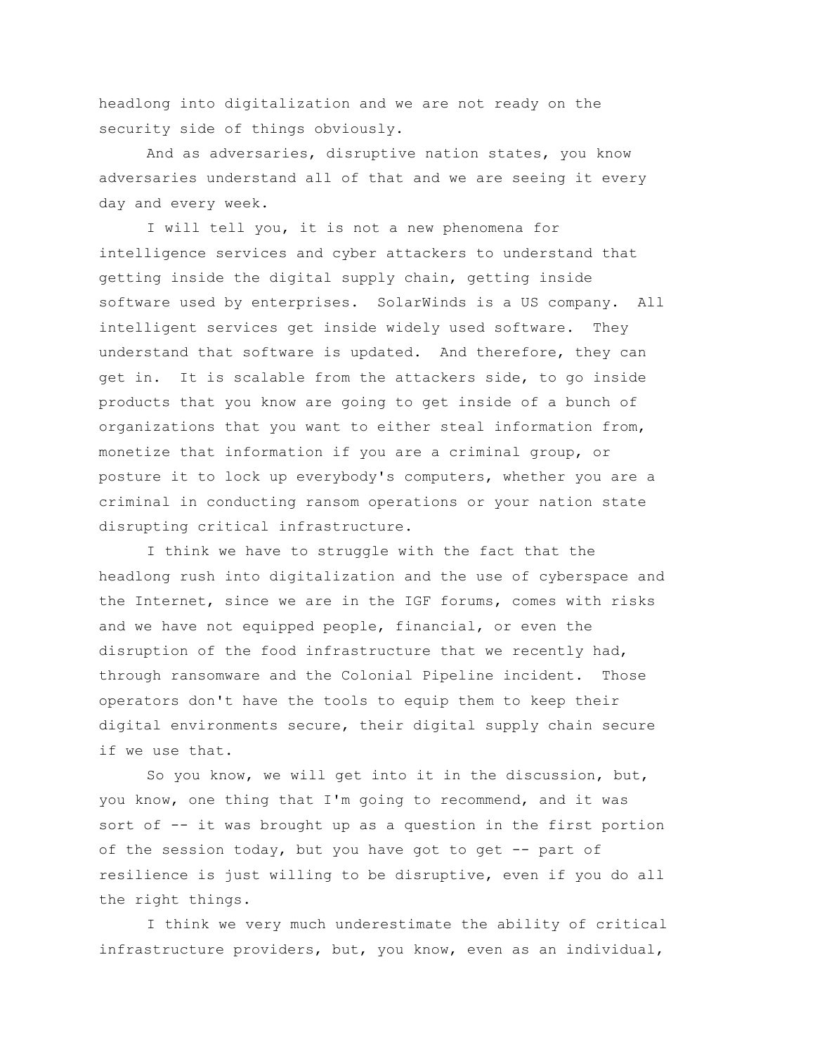headlong into digitalization and we are not ready on the security side of things obviously.

And as adversaries, disruptive nation states, you know adversaries understand all of that and we are seeing it every day and every week.

I will tell you, it is not a new phenomena for intelligence services and cyber attackers to understand that getting inside the digital supply chain, getting inside software used by enterprises. SolarWinds is a US company. All intelligent services get inside widely used software. They understand that software is updated. And therefore, they can get in. It is scalable from the attackers side, to go inside products that you know are going to get inside of a bunch of organizations that you want to either steal information from, monetize that information if you are a criminal group, or posture it to lock up everybody's computers, whether you are a criminal in conducting ransom operations or your nation state disrupting critical infrastructure.

I think we have to struggle with the fact that the headlong rush into digitalization and the use of cyberspace and the Internet, since we are in the IGF forums, comes with risks and we have not equipped people, financial, or even the disruption of the food infrastructure that we recently had, through ransomware and the Colonial Pipeline incident. Those operators don't have the tools to equip them to keep their digital environments secure, their digital supply chain secure if we use that.

So you know, we will get into it in the discussion, but, you know, one thing that I'm going to recommend, and it was sort of -- it was brought up as a question in the first portion of the session today, but you have got to get -- part of resilience is just willing to be disruptive, even if you do all the right things.

I think we very much underestimate the ability of critical infrastructure providers, but, you know, even as an individual,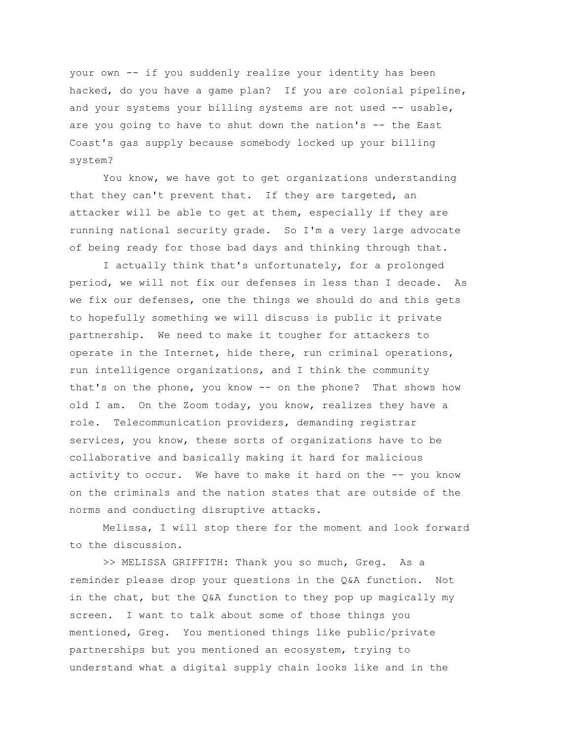your own -- if you suddenly realize your identity has been hacked, do you have a game plan? If you are colonial pipeline, and your systems your billing systems are not used -- usable, are you going to have to shut down the nation's -- the East Coast's gas supply because somebody locked up your billing system?

You know, we have got to get organizations understanding that they can't prevent that. If they are targeted, an attacker will be able to get at them, especially if they are running national security grade. So I'm a very large advocate of being ready for those bad days and thinking through that.

I actually think that's unfortunately, for a prolonged period, we will not fix our defenses in less than I decade. As we fix our defenses, one the things we should do and this gets to hopefully something we will discuss is public it private partnership. We need to make it tougher for attackers to operate in the Internet, hide there, run criminal operations, run intelligence organizations, and I think the community that's on the phone, you know -- on the phone? That shows how old I am. On the Zoom today, you know, realizes they have a role. Telecommunication providers, demanding registrar services, you know, these sorts of organizations have to be collaborative and basically making it hard for malicious activity to occur. We have to make it hard on the -- you know on the criminals and the nation states that are outside of the norms and conducting disruptive attacks.

Melissa, I will stop there for the moment and look forward to the discussion.

>> MELISSA GRIFFITH: Thank you so much, Greg. As a reminder please drop your questions in the Q&A function. Not in the chat, but the Q&A function to they pop up magically my screen. I want to talk about some of those things you mentioned, Greg. You mentioned things like public/private partnerships but you mentioned an ecosystem, trying to understand what a digital supply chain looks like and in the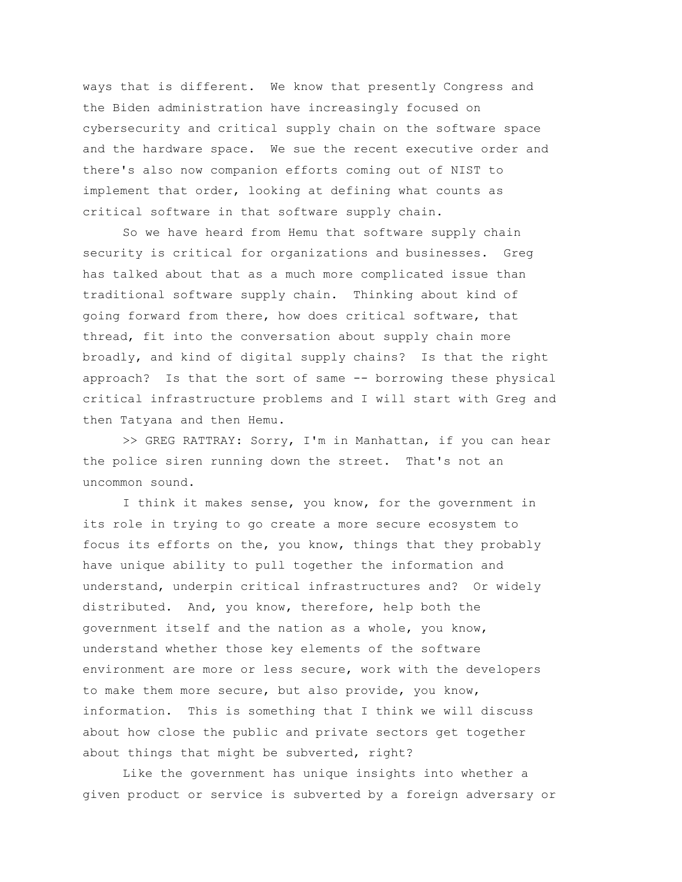ways that is different. We know that presently Congress and the Biden administration have increasingly focused on cybersecurity and critical supply chain on the software space and the hardware space. We sue the recent executive order and there's also now companion efforts coming out of NIST to implement that order, looking at defining what counts as critical software in that software supply chain.

So we have heard from Hemu that software supply chain security is critical for organizations and businesses. Greg has talked about that as a much more complicated issue than traditional software supply chain. Thinking about kind of going forward from there, how does critical software, that thread, fit into the conversation about supply chain more broadly, and kind of digital supply chains? Is that the right approach? Is that the sort of same -- borrowing these physical critical infrastructure problems and I will start with Greg and then Tatyana and then Hemu.

>> GREG RATTRAY: Sorry, I'm in Manhattan, if you can hear the police siren running down the street. That's not an uncommon sound.

I think it makes sense, you know, for the government in its role in trying to go create a more secure ecosystem to focus its efforts on the, you know, things that they probably have unique ability to pull together the information and understand, underpin critical infrastructures and? Or widely distributed. And, you know, therefore, help both the government itself and the nation as a whole, you know, understand whether those key elements of the software environment are more or less secure, work with the developers to make them more secure, but also provide, you know, information. This is something that I think we will discuss about how close the public and private sectors get together about things that might be subverted, right?

Like the government has unique insights into whether a given product or service is subverted by a foreign adversary or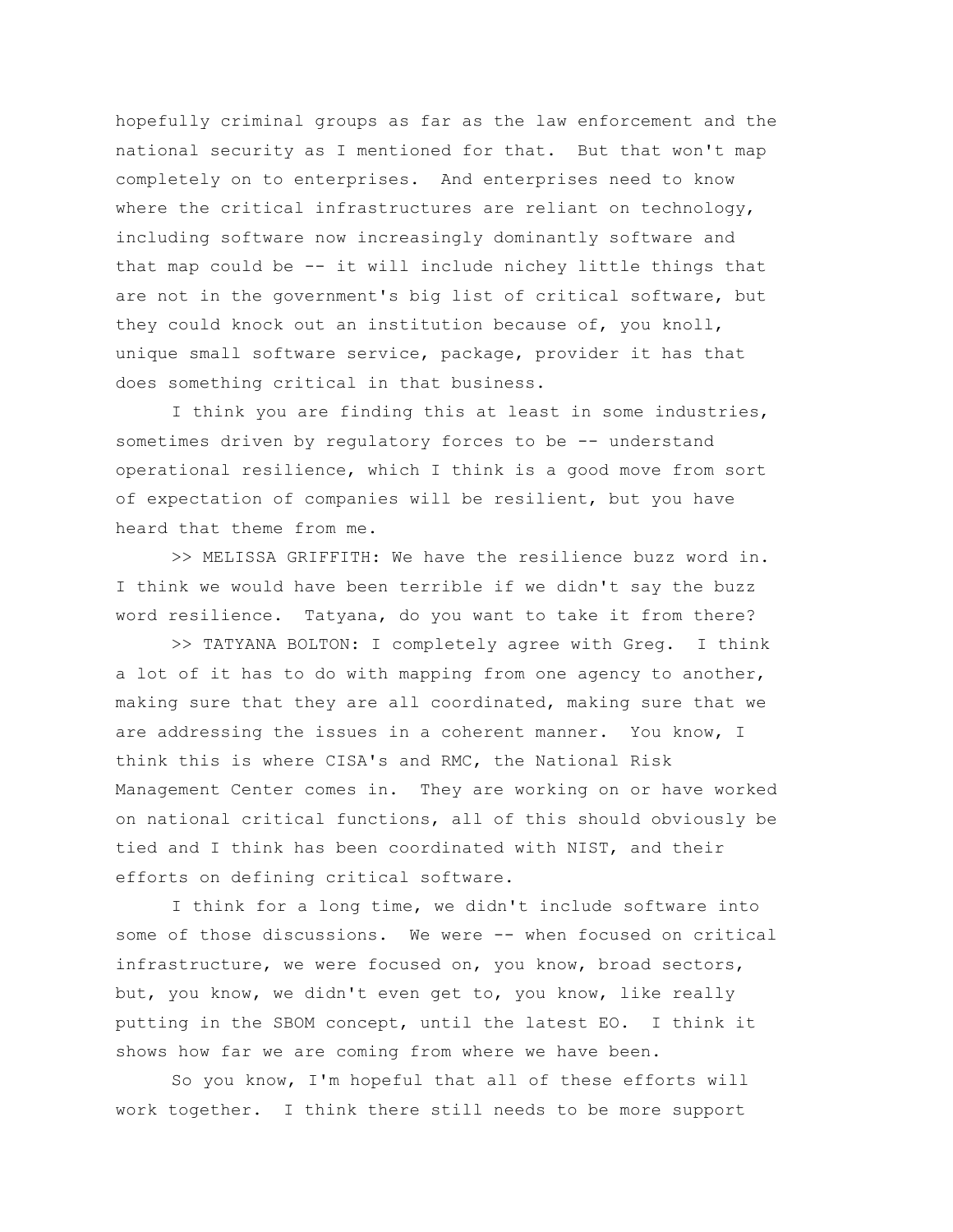hopefully criminal groups as far as the law enforcement and the national security as I mentioned for that. But that won't map completely on to enterprises. And enterprises need to know where the critical infrastructures are reliant on technology, including software now increasingly dominantly software and that map could be -- it will include nichey little things that are not in the government's big list of critical software, but they could knock out an institution because of, you knoll, unique small software service, package, provider it has that does something critical in that business.

I think you are finding this at least in some industries, sometimes driven by regulatory forces to be -- understand operational resilience, which I think is a good move from sort of expectation of companies will be resilient, but you have heard that theme from me.

>> MELISSA GRIFFITH: We have the resilience buzz word in. I think we would have been terrible if we didn't say the buzz word resilience. Tatyana, do you want to take it from there?

>> TATYANA BOLTON: I completely agree with Greg. I think a lot of it has to do with mapping from one agency to another, making sure that they are all coordinated, making sure that we are addressing the issues in a coherent manner. You know, I think this is where CISA's and RMC, the National Risk Management Center comes in. They are working on or have worked on national critical functions, all of this should obviously be tied and I think has been coordinated with NIST, and their efforts on defining critical software.

I think for a long time, we didn't include software into some of those discussions. We were -- when focused on critical infrastructure, we were focused on, you know, broad sectors, but, you know, we didn't even get to, you know, like really putting in the SBOM concept, until the latest EO. I think it shows how far we are coming from where we have been.

So you know, I'm hopeful that all of these efforts will work together. I think there still needs to be more support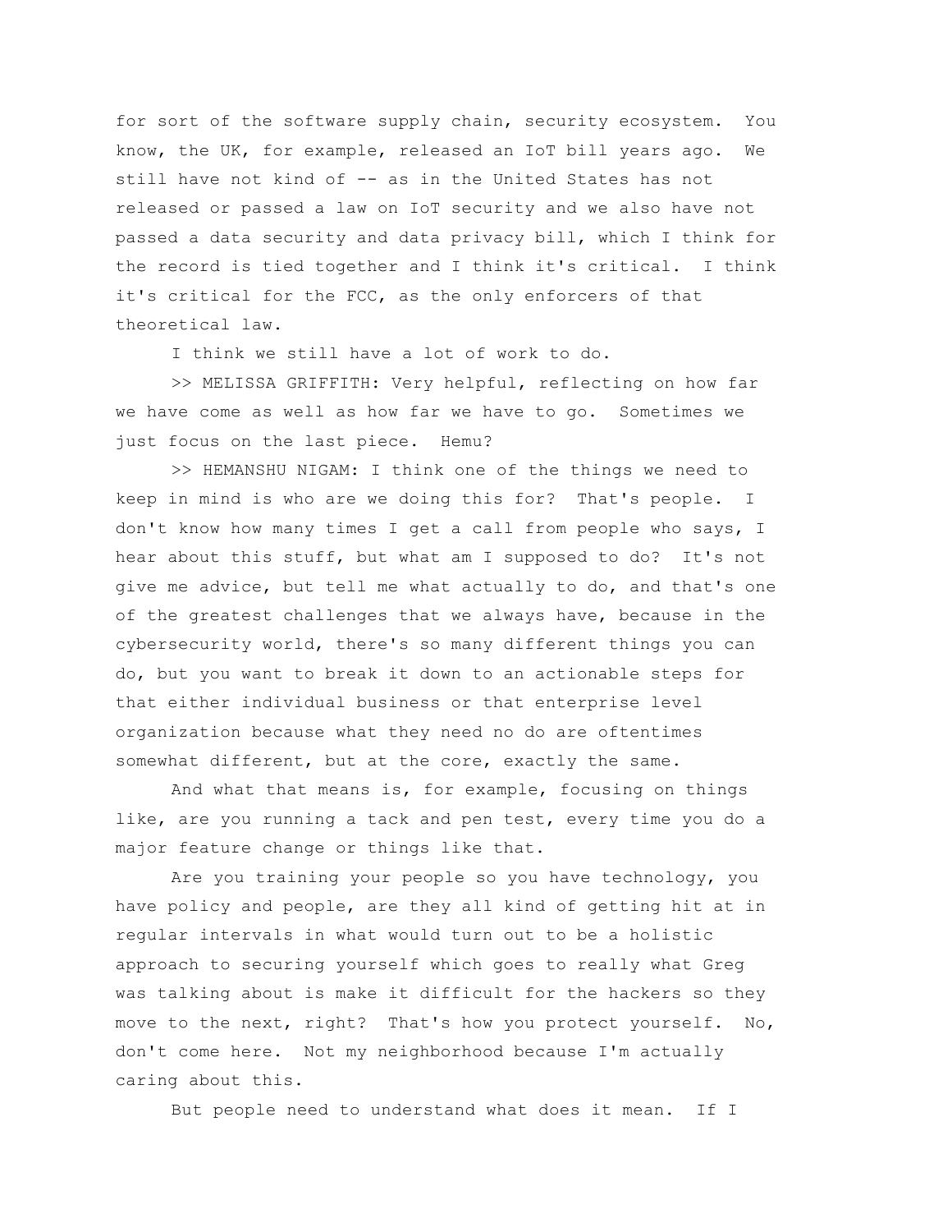for sort of the software supply chain, security ecosystem. You know, the UK, for example, released an IoT bill years ago. We still have not kind of -- as in the United States has not released or passed a law on IoT security and we also have not passed a data security and data privacy bill, which I think for the record is tied together and I think it's critical. I think it's critical for the FCC, as the only enforcers of that theoretical law.

I think we still have a lot of work to do.

>> MELISSA GRIFFITH: Very helpful, reflecting on how far we have come as well as how far we have to go. Sometimes we just focus on the last piece. Hemu?

>> HEMANSHU NIGAM: I think one of the things we need to keep in mind is who are we doing this for? That's people. I don't know how many times I get a call from people who says, I hear about this stuff, but what am I supposed to do? It's not give me advice, but tell me what actually to do, and that's one of the greatest challenges that we always have, because in the cybersecurity world, there's so many different things you can do, but you want to break it down to an actionable steps for that either individual business or that enterprise level organization because what they need no do are oftentimes somewhat different, but at the core, exactly the same.

And what that means is, for example, focusing on things like, are you running a tack and pen test, every time you do a major feature change or things like that.

Are you training your people so you have technology, you have policy and people, are they all kind of getting hit at in regular intervals in what would turn out to be a holistic approach to securing yourself which goes to really what Greg was talking about is make it difficult for the hackers so they move to the next, right? That's how you protect yourself. No, don't come here. Not my neighborhood because I'm actually caring about this.

But people need to understand what does it mean. If I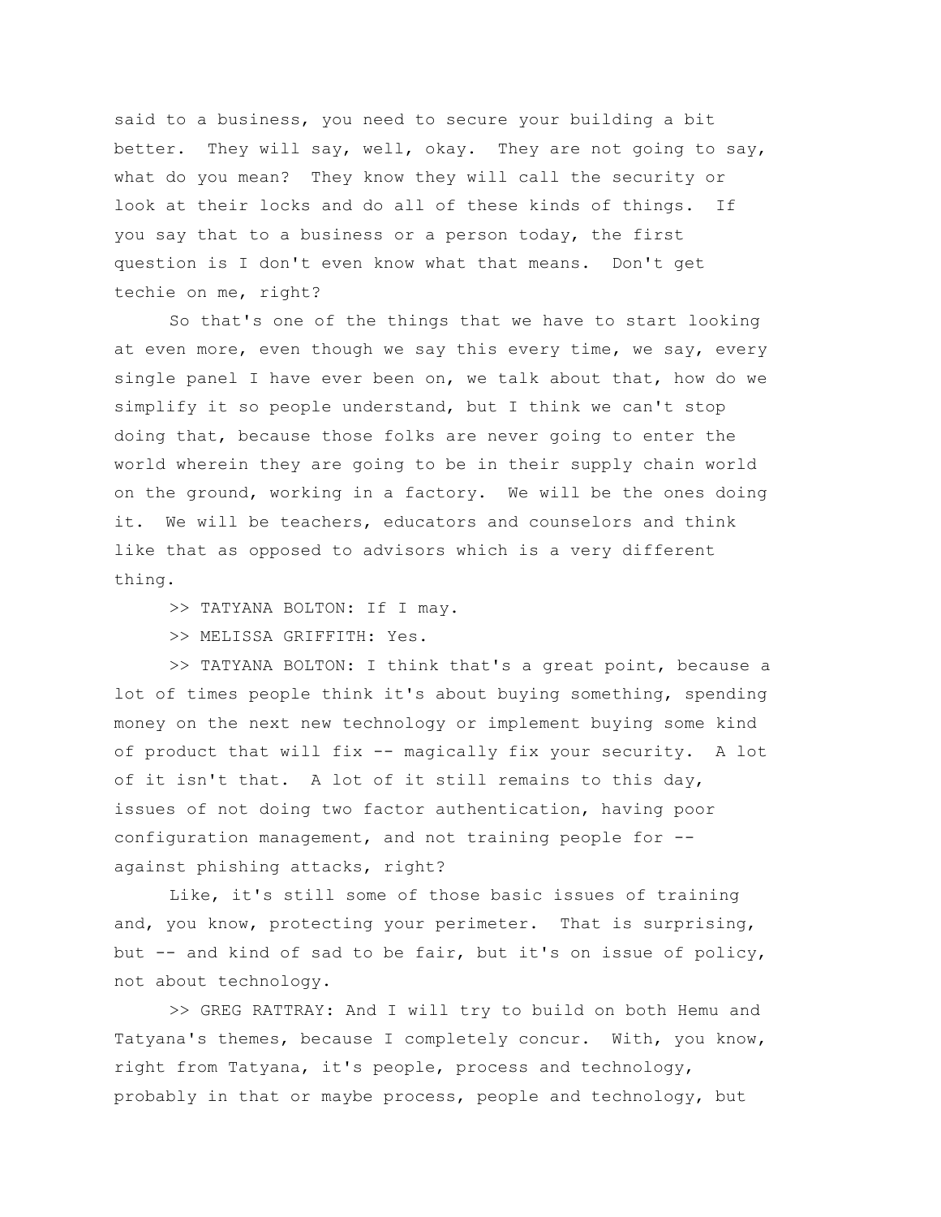said to a business, you need to secure your building a bit better. They will say, well, okay. They are not going to say, what do you mean? They know they will call the security or look at their locks and do all of these kinds of things. If you say that to a business or a person today, the first question is I don't even know what that means. Don't get techie on me, right?

So that's one of the things that we have to start looking at even more, even though we say this every time, we say, every single panel I have ever been on, we talk about that, how do we simplify it so people understand, but I think we can't stop doing that, because those folks are never going to enter the world wherein they are going to be in their supply chain world on the ground, working in a factory. We will be the ones doing it. We will be teachers, educators and counselors and think like that as opposed to advisors which is a very different thing.

>> TATYANA BOLTON: If I may.

>> MELISSA GRIFFITH: Yes.

>> TATYANA BOLTON: I think that's a great point, because a lot of times people think it's about buying something, spending money on the next new technology or implement buying some kind of product that will fix -- magically fix your security. A lot of it isn't that. A lot of it still remains to this day, issues of not doing two factor authentication, having poor configuration management, and not training people for -- against phishing attacks, right?

Like, it's still some of those basic issues of training and, you know, protecting your perimeter. That is surprising, but -- and kind of sad to be fair, but it's on issue of policy, not about technology.

>> GREG RATTRAY: And I will try to build on both Hemu and Tatyana's themes, because I completely concur. With, you know, right from Tatyana, it's people, process and technology, probably in that or maybe process, people and technology, but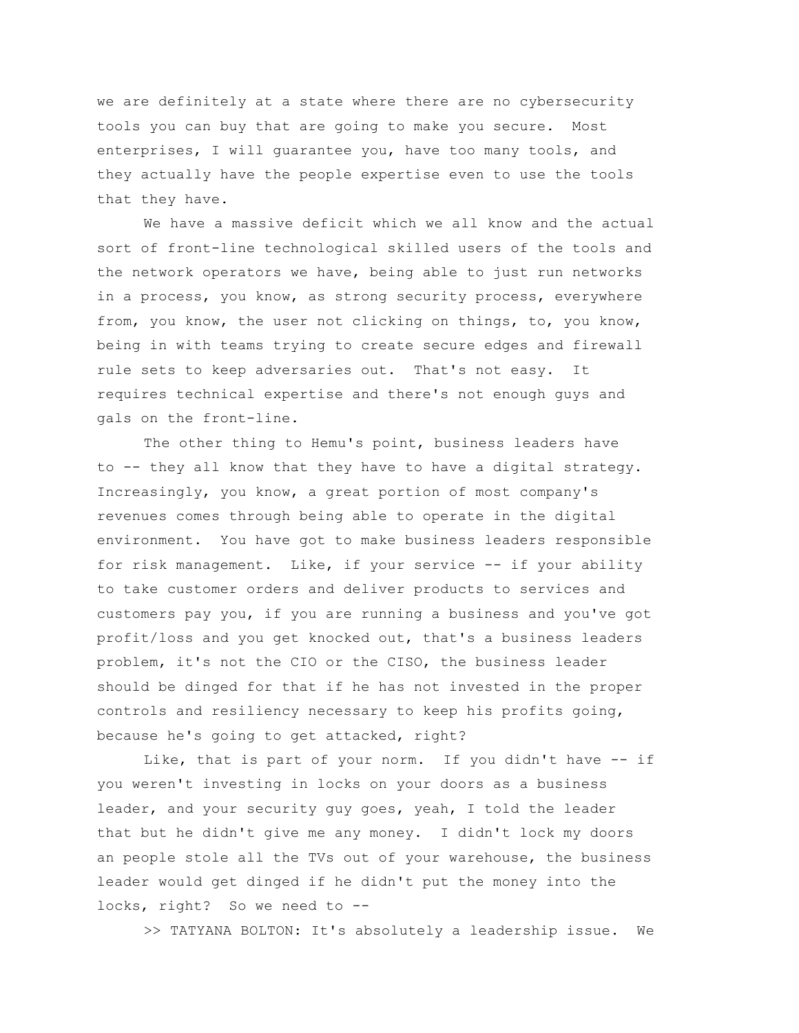we are definitely at a state where there are no cybersecurity tools you can buy that are going to make you secure. Most enterprises, I will guarantee you, have too many tools, and they actually have the people expertise even to use the tools that they have.

We have a massive deficit which we all know and the actual sort of front-line technological skilled users of the tools and the network operators we have, being able to just run networks in a process, you know, as strong security process, everywhere from, you know, the user not clicking on things, to, you know, being in with teams trying to create secure edges and firewall rule sets to keep adversaries out. That's not easy. It requires technical expertise and there's not enough guys and gals on the front-line.

The other thing to Hemu's point, business leaders have to -- they all know that they have to have a digital strategy. Increasingly, you know, a great portion of most company's revenues comes through being able to operate in the digital environment. You have got to make business leaders responsible for risk management. Like, if your service -- if your ability to take customer orders and deliver products to services and customers pay you, if you are running a business and you've got profit/loss and you get knocked out, that's a business leaders problem, it's not the CIO or the CISO, the business leader should be dinged for that if he has not invested in the proper controls and resiliency necessary to keep his profits going, because he's going to get attacked, right?

Like, that is part of your norm. If you didn't have -- if you weren't investing in locks on your doors as a business leader, and your security guy goes, yeah, I told the leader that but he didn't give me any money. I didn't lock my doors an people stole all the TVs out of your warehouse, the business leader would get dinged if he didn't put the money into the locks, right? So we need to --

>> TATYANA BOLTON: It's absolutely a leadership issue. We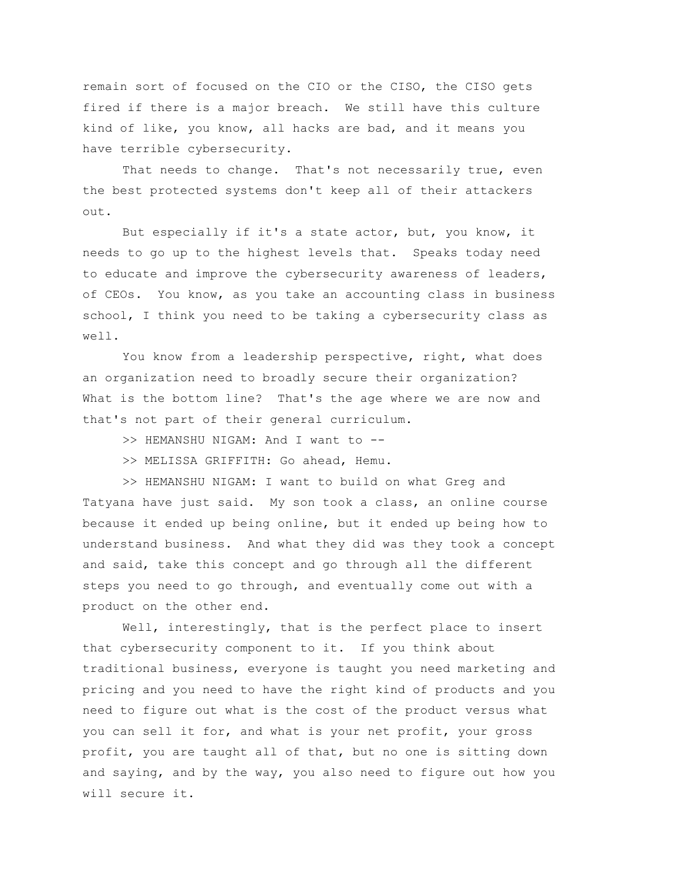remain sort of focused on the CIO or the CISO, the CISO gets fired if there is a major breach. We still have this culture kind of like, you know, all hacks are bad, and it means you have terrible cybersecurity.

That needs to change. That's not necessarily true, even the best protected systems don't keep all of their attackers out.

But especially if it's a state actor, but, you know, it needs to go up to the highest levels that. Speaks today need to educate and improve the cybersecurity awareness of leaders, of CEOs. You know, as you take an accounting class in business school, I think you need to be taking a cybersecurity class as well.

You know from a leadership perspective, right, what does an organization need to broadly secure their organization? What is the bottom line? That's the age where we are now and that's not part of their general curriculum.

>> HEMANSHU NIGAM: And I want to --

>> MELISSA GRIFFITH: Go ahead, Hemu.

>> HEMANSHU NIGAM: I want to build on what Greg and Tatyana have just said. My son took a class, an online course because it ended up being online, but it ended up being how to understand business. And what they did was they took a concept and said, take this concept and go through all the different steps you need to go through, and eventually come out with a product on the other end.

Well, interestingly, that is the perfect place to insert that cybersecurity component to it. If you think about traditional business, everyone is taught you need marketing and pricing and you need to have the right kind of products and you need to figure out what is the cost of the product versus what you can sell it for, and what is your net profit, your gross profit, you are taught all of that, but no one is sitting down and saying, and by the way, you also need to figure out how you will secure it.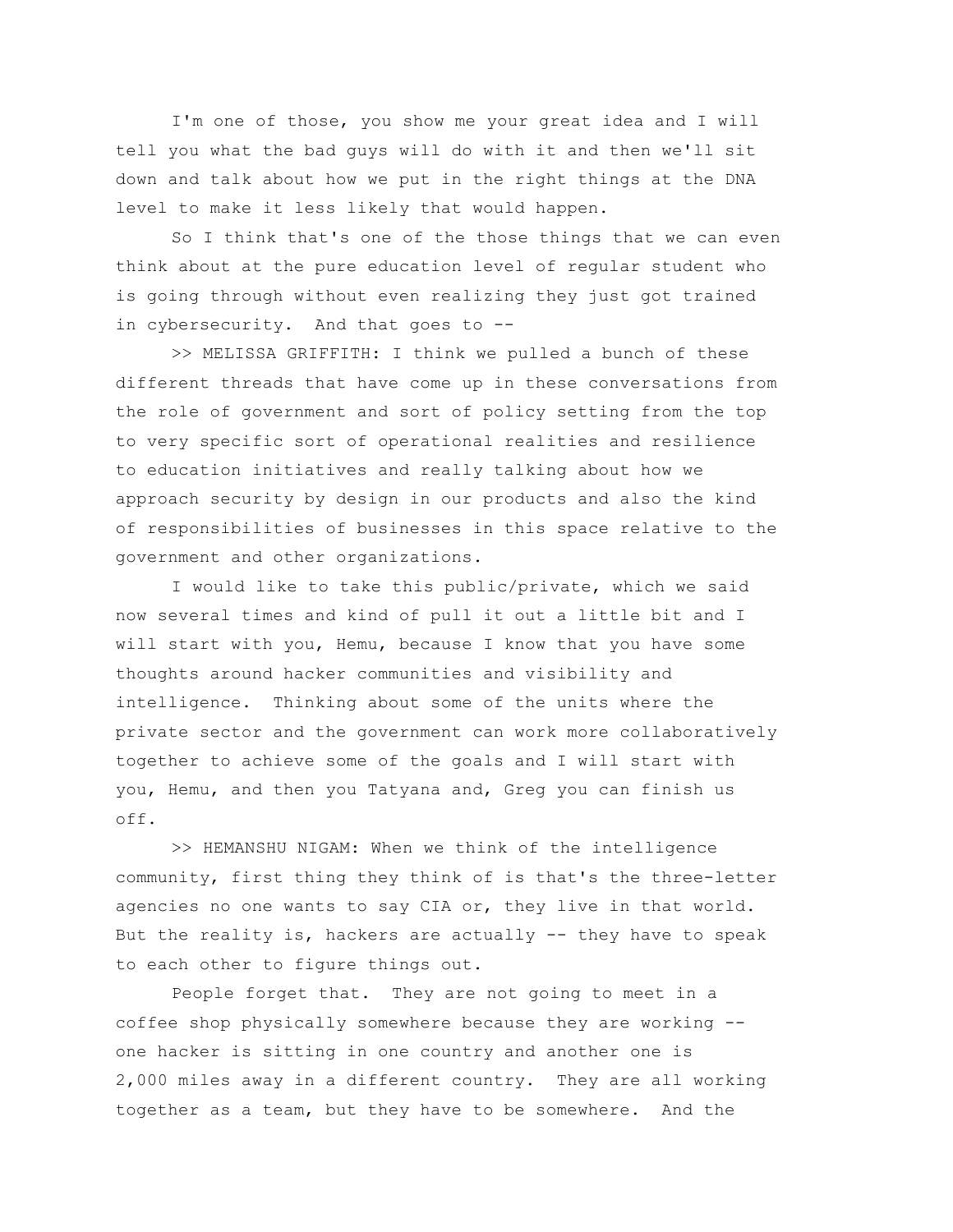I'm one of those, you show me your great idea and I will tell you what the bad guys will do with it and then we'll sit down and talk about how we put in the right things at the DNA level to make it less likely that would happen.

So I think that's one of the those things that we can even think about at the pure education level of regular student who is going through without even realizing they just got trained in cybersecurity. And that goes to --

>> MELISSA GRIFFITH: I think we pulled a bunch of these different threads that have come up in these conversations from the role of government and sort of policy setting from the top to very specific sort of operational realities and resilience to education initiatives and really talking about how we approach security by design in our products and also the kind of responsibilities of businesses in this space relative to the government and other organizations.

I would like to take this public/private, which we said now several times and kind of pull it out a little bit and I will start with you, Hemu, because I know that you have some thoughts around hacker communities and visibility and intelligence. Thinking about some of the units where the private sector and the government can work more collaboratively together to achieve some of the goals and I will start with you, Hemu, and then you Tatyana and, Greg you can finish us off.

>> HEMANSHU NIGAM: When we think of the intelligence community, first thing they think of is that's the three-letter agencies no one wants to say CIA or, they live in that world. But the reality is, hackers are actually -- they have to speak to each other to figure things out.

People forget that. They are not going to meet in a coffee shop physically somewhere because they are working -- one hacker is sitting in one country and another one is 2,000 miles away in a different country. They are all working together as a team, but they have to be somewhere. And the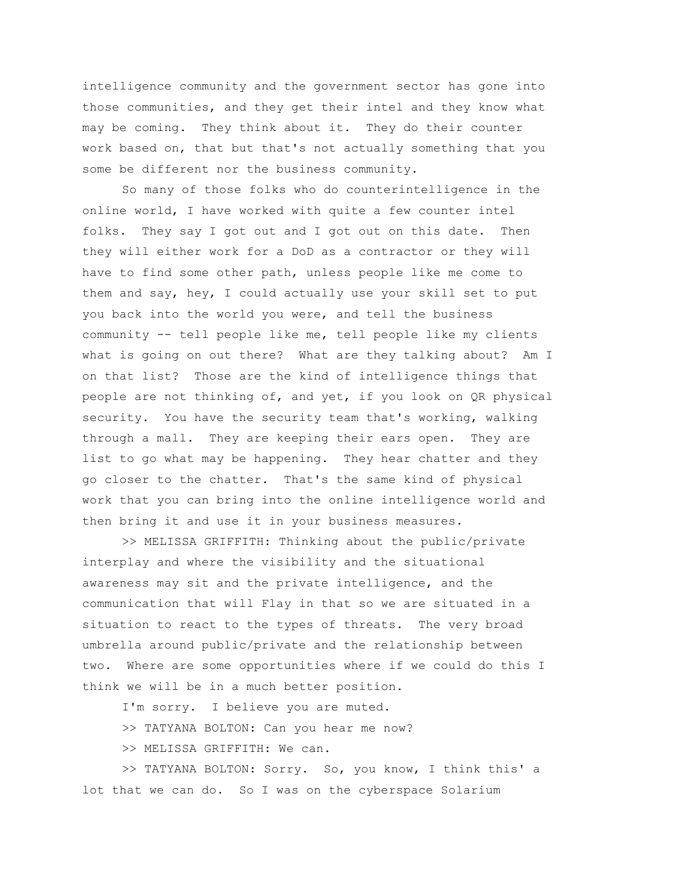intelligence community and the government sector has gone into those communities, and they get their intel and they know what may be coming. They think about it. They do their counter work based on, that but that's not actually something that you some be different nor the business community.

So many of those folks who do counterintelligence in the online world, I have worked with quite a few counter intel folks. They say I got out and I got out on this date. Then they will either work for a DoD as a contractor or they will have to find some other path, unless people like me come to them and say, hey, I could actually use your skill set to put you back into the world you were, and tell the business community -- tell people like me, tell people like my clients what is going on out there? What are they talking about? Am I on that list? Those are the kind of intelligence things that people are not thinking of, and yet, if you look on QR physical security. You have the security team that's working, walking through a mall. They are keeping their ears open. They are list to go what may be happening. They hear chatter and they go closer to the chatter. That's the same kind of physical work that you can bring into the online intelligence world and then bring it and use it in your business measures.

>> MELISSA GRIFFITH: Thinking about the public/private interplay and where the visibility and the situational awareness may sit and the private intelligence, and the communication that will Flay in that so we are situated in a situation to react to the types of threats. The very broad umbrella around public/private and the relationship between two. Where are some opportunities where if we could do this I think we will be in a much better position.

I'm sorry. I believe you are muted.

>> TATYANA BOLTON: Can you hear me now?

>> MELISSA GRIFFITH: We can.

>> TATYANA BOLTON: Sorry. So, you know, I think this' a lot that we can do. So I was on the cyberspace Solarium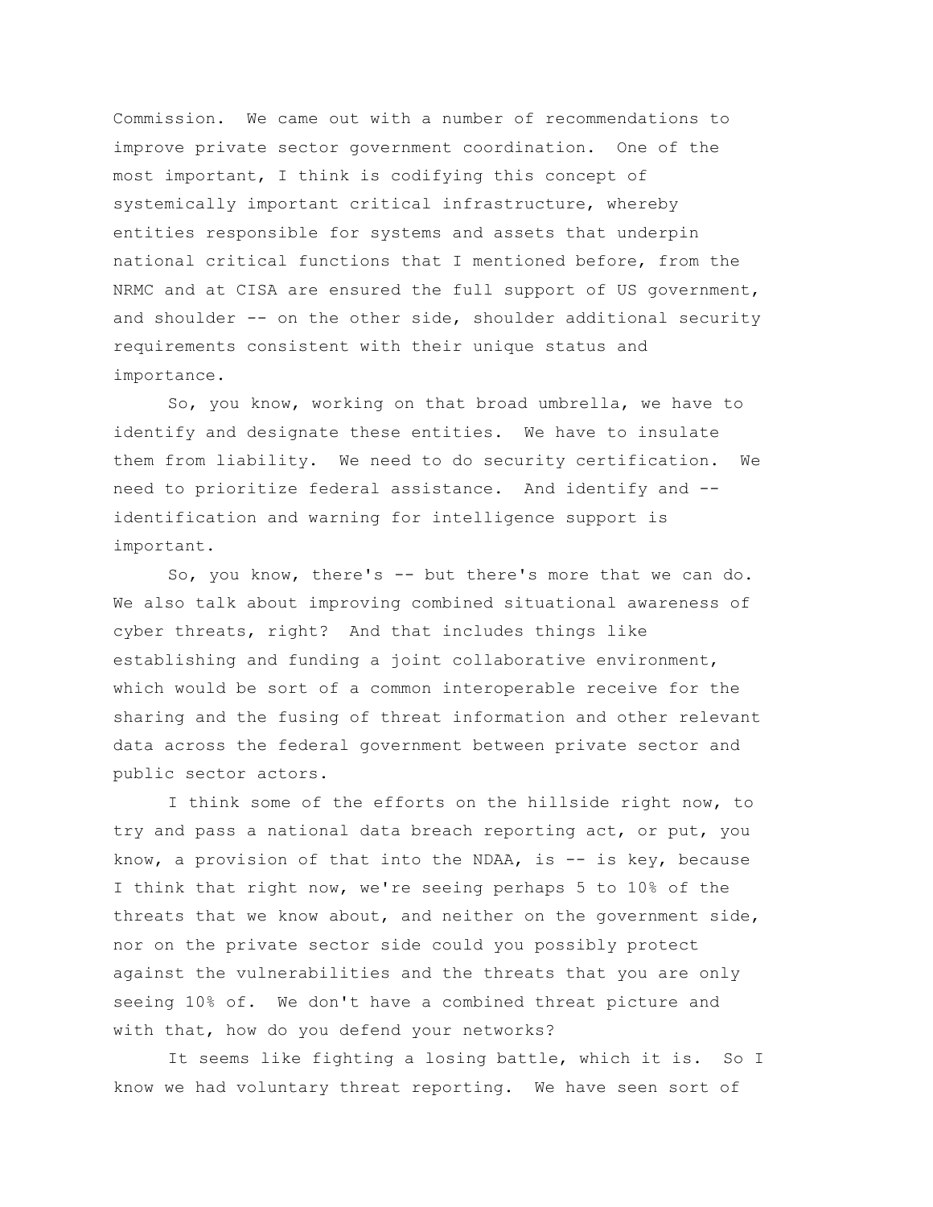Commission. We came out with a number of recommendations to improve private sector government coordination. One of the most important, I think is codifying this concept of systemically important critical infrastructure, whereby entities responsible for systems and assets that underpin national critical functions that I mentioned before, from the NRMC and at CISA are ensured the full support of US government, and shoulder -- on the other side, shoulder additional security requirements consistent with their unique status and importance.

So, you know, working on that broad umbrella, we have to identify and designate these entities. We have to insulate them from liability. We need to do security certification. We need to prioritize federal assistance. And identify and -- identification and warning for intelligence support is important.

So, you know, there's -- but there's more that we can do. We also talk about improving combined situational awareness of cyber threats, right? And that includes things like establishing and funding a joint collaborative environment, which would be sort of a common interoperable receive for the sharing and the fusing of threat information and other relevant data across the federal government between private sector and public sector actors.

I think some of the efforts on the hillside right now, to try and pass a national data breach reporting act, or put, you know, a provision of that into the NDAA, is -- is key, because I think that right now, we're seeing perhaps 5 to 10% of the threats that we know about, and neither on the government side, nor on the private sector side could you possibly protect against the vulnerabilities and the threats that you are only seeing 10% of. We don't have a combined threat picture and with that, how do you defend your networks?

It seems like fighting a losing battle, which it is. So I know we had voluntary threat reporting. We have seen sort of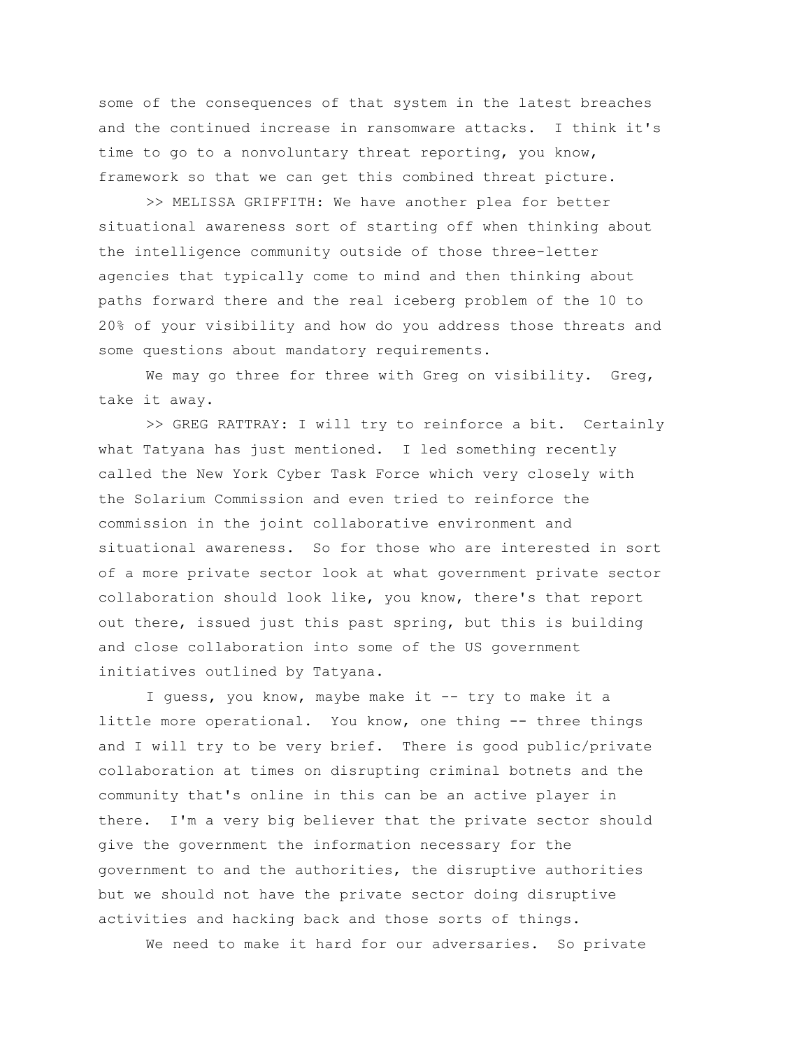some of the consequences of that system in the latest breaches and the continued increase in ransomware attacks. I think it's time to go to a nonvoluntary threat reporting, you know, framework so that we can get this combined threat picture.

>> MELISSA GRIFFITH: We have another plea for better situational awareness sort of starting off when thinking about the intelligence community outside of those three-letter agencies that typically come to mind and then thinking about paths forward there and the real iceberg problem of the 10 to 20% of your visibility and how do you address those threats and some questions about mandatory requirements.

We may go three for three with Greg on visibility. Greg, take it away.

>> GREG RATTRAY: I will try to reinforce a bit. Certainly what Tatyana has just mentioned. I led something recently called the New York Cyber Task Force which very closely with the Solarium Commission and even tried to reinforce the commission in the joint collaborative environment and situational awareness. So for those who are interested in sort of a more private sector look at what government private sector collaboration should look like, you know, there's that report out there, issued just this past spring, but this is building and close collaboration into some of the US government initiatives outlined by Tatyana.

I guess, you know, maybe make it -- try to make it a little more operational. You know, one thing -- three things and I will try to be very brief. There is good public/private collaboration at times on disrupting criminal botnets and the community that's online in this can be an active player in there. I'm a very big believer that the private sector should give the government the information necessary for the government to and the authorities, the disruptive authorities but we should not have the private sector doing disruptive activities and hacking back and those sorts of things.

We need to make it hard for our adversaries. So private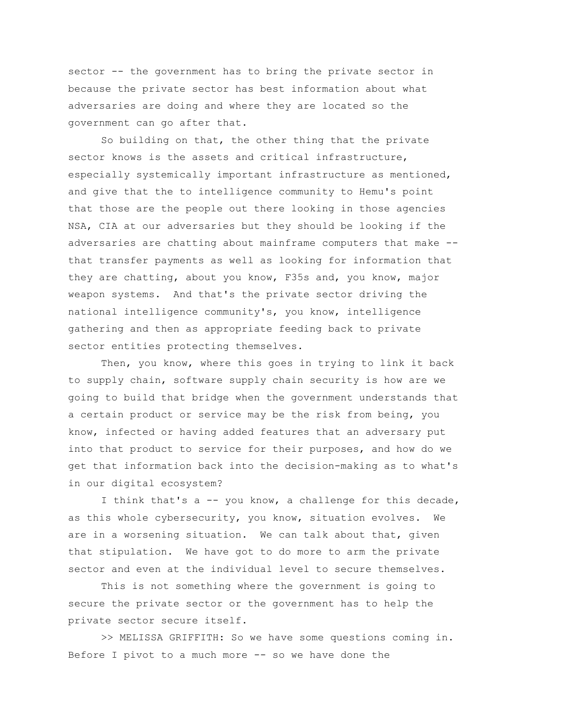sector -- the government has to bring the private sector in because the private sector has best information about what adversaries are doing and where they are located so the government can go after that.

So building on that, the other thing that the private sector knows is the assets and critical infrastructure, especially systemically important infrastructure as mentioned, and give that the to intelligence community to Hemu's point that those are the people out there looking in those agencies NSA, CIA at our adversaries but they should be looking if the adversaries are chatting about mainframe computers that make -- that transfer payments as well as looking for information that they are chatting, about you know, F35s and, you know, major weapon systems. And that's the private sector driving the national intelligence community's, you know, intelligence gathering and then as appropriate feeding back to private sector entities protecting themselves.

Then, you know, where this goes in trying to link it back to supply chain, software supply chain security is how are we going to build that bridge when the government understands that a certain product or service may be the risk from being, you know, infected or having added features that an adversary put into that product to service for their purposes, and how do we get that information back into the decision-making as to what's in our digital ecosystem?

I think that's a -- you know, a challenge for this decade, as this whole cybersecurity, you know, situation evolves. We are in a worsening situation. We can talk about that, given that stipulation. We have got to do more to arm the private sector and even at the individual level to secure themselves.

This is not something where the government is going to secure the private sector or the government has to help the private sector secure itself.

>> MELISSA GRIFFITH: So we have some questions coming in. Before I pivot to a much more -- so we have done the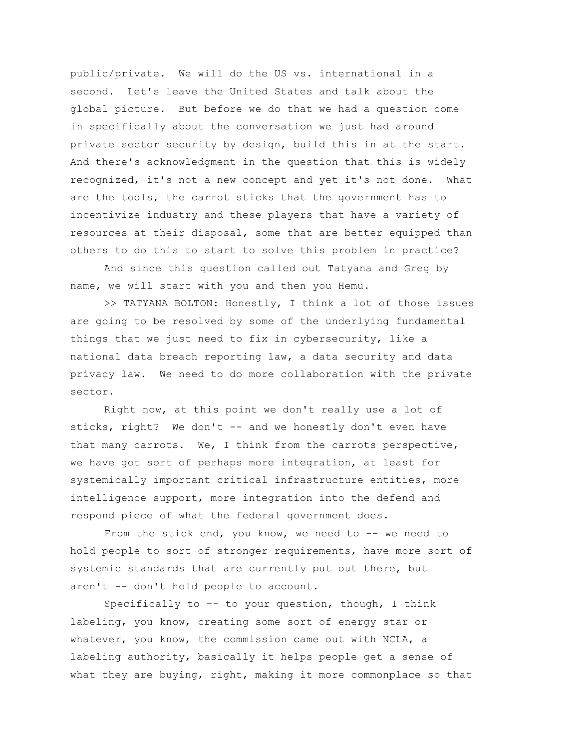public/private. We will do the US vs. international in a second. Let's leave the United States and talk about the global picture. But before we do that we had a question come in specifically about the conversation we just had around private sector security by design, build this in at the start. And there's acknowledgment in the question that this is widely recognized, it's not a new concept and yet it's not done. What are the tools, the carrot sticks that the government has to incentivize industry and these players that have a variety of resources at their disposal, some that are better equipped than others to do this to start to solve this problem in practice?

And since this question called out Tatyana and Greg by name, we will start with you and then you Hemu.

>> TATYANA BOLTON: Honestly, I think a lot of those issues are going to be resolved by some of the underlying fundamental things that we just need to fix in cybersecurity, like a national data breach reporting law, a data security and data privacy law. We need to do more collaboration with the private sector.

Right now, at this point we don't really use a lot of sticks, right? We don't -- and we honestly don't even have that many carrots. We, I think from the carrots perspective, we have got sort of perhaps more integration, at least for systemically important critical infrastructure entities, more intelligence support, more integration into the defend and respond piece of what the federal government does.

From the stick end, you know, we need to -- we need to hold people to sort of stronger requirements, have more sort of systemic standards that are currently put out there, but aren't -- don't hold people to account.

Specifically to -- to your question, though, I think labeling, you know, creating some sort of energy star or whatever, you know, the commission came out with NCLA, a labeling authority, basically it helps people get a sense of what they are buying, right, making it more commonplace so that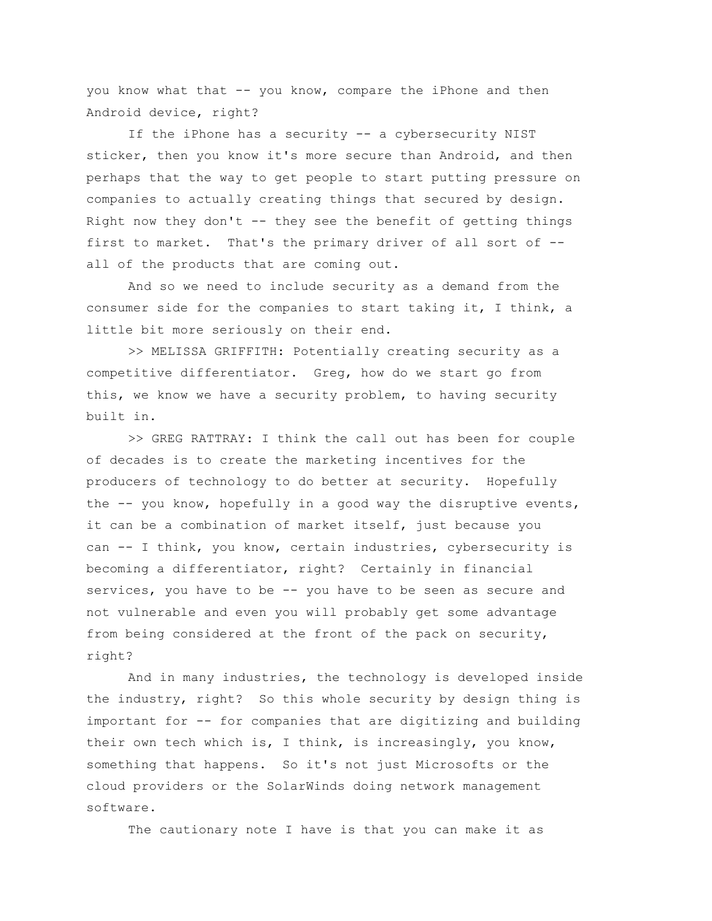you know what that -- you know, compare the iPhone and then Android device, right?

If the iPhone has a security -- a cybersecurity NIST sticker, then you know it's more secure than Android, and then perhaps that the way to get people to start putting pressure on companies to actually creating things that secured by design. Right now they don't -- they see the benefit of getting things first to market. That's the primary driver of all sort of -- all of the products that are coming out.

And so we need to include security as a demand from the consumer side for the companies to start taking it, I think, a little bit more seriously on their end.

>> MELISSA GRIFFITH: Potentially creating security as a competitive differentiator. Greg, how do we start go from this, we know we have a security problem, to having security built in.

>> GREG RATTRAY: I think the call out has been for couple of decades is to create the marketing incentives for the producers of technology to do better at security. Hopefully the -- you know, hopefully in a good way the disruptive events, it can be a combination of market itself, just because you can -- I think, you know, certain industries, cybersecurity is becoming a differentiator, right? Certainly in financial services, you have to be -- you have to be seen as secure and not vulnerable and even you will probably get some advantage from being considered at the front of the pack on security, right?

And in many industries, the technology is developed inside the industry, right? So this whole security by design thing is important for -- for companies that are digitizing and building their own tech which is, I think, is increasingly, you know, something that happens. So it's not just Microsofts or the cloud providers or the SolarWinds doing network management software.

The cautionary note I have is that you can make it as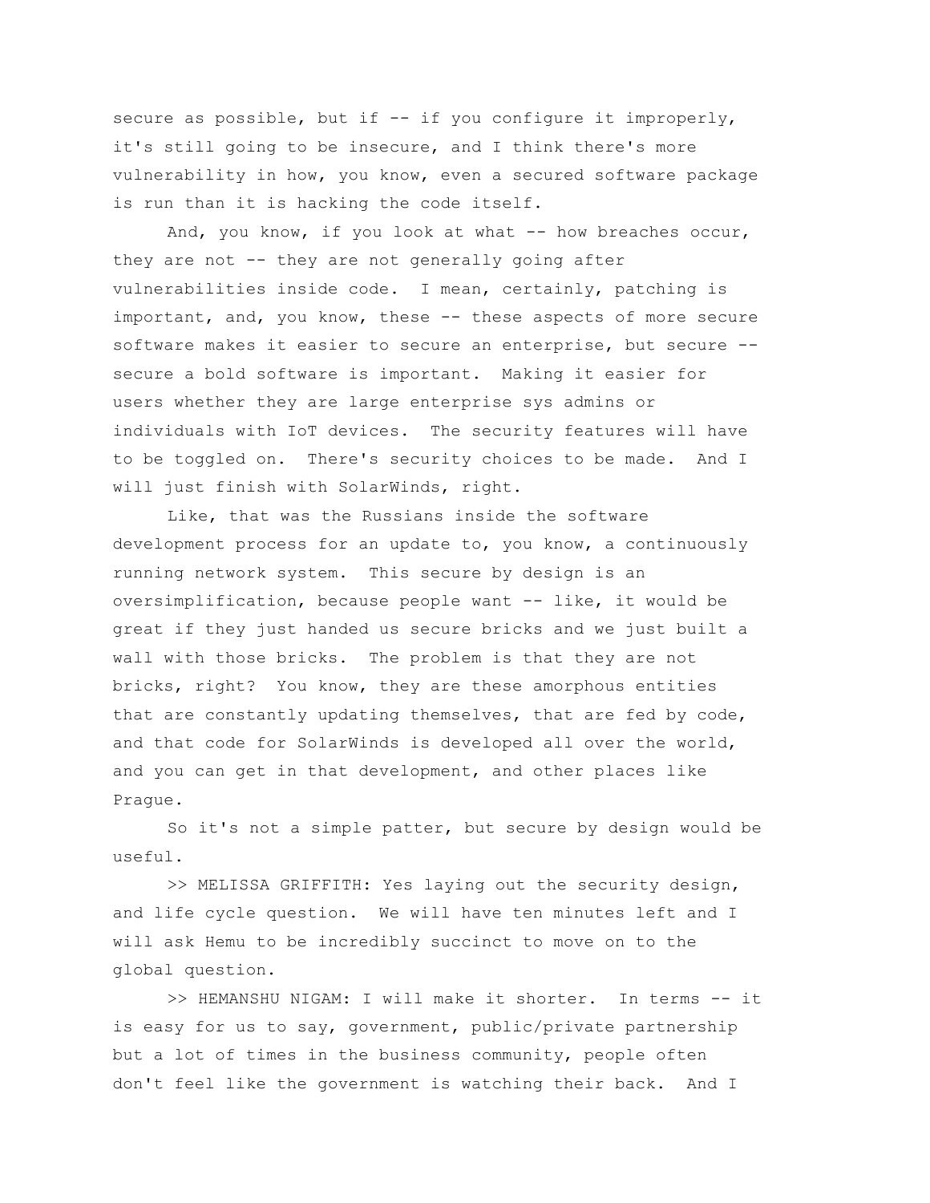secure as possible, but if -- if you configure it improperly, it's still going to be insecure, and I think there's more vulnerability in how, you know, even a secured software package is run than it is hacking the code itself.

And, you know, if you look at what -- how breaches occur, they are not -- they are not generally going after vulnerabilities inside code. I mean, certainly, patching is important, and, you know, these -- these aspects of more secure software makes it easier to secure an enterprise, but secure -- secure a bold software is important. Making it easier for users whether they are large enterprise sys admins or individuals with IoT devices. The security features will have to be toggled on. There's security choices to be made. And I will just finish with SolarWinds, right.

Like, that was the Russians inside the software development process for an update to, you know, a continuously running network system. This secure by design is an oversimplification, because people want -- like, it would be great if they just handed us secure bricks and we just built a wall with those bricks. The problem is that they are not bricks, right? You know, they are these amorphous entities that are constantly updating themselves, that are fed by code, and that code for SolarWinds is developed all over the world, and you can get in that development, and other places like Prague.

So it's not a simple patter, but secure by design would be useful.

>> MELISSA GRIFFITH: Yes laying out the security design, and life cycle question. We will have ten minutes left and I will ask Hemu to be incredibly succinct to move on to the global question.

>> HEMANSHU NIGAM: I will make it shorter. In terms -- it is easy for us to say, government, public/private partnership but a lot of times in the business community, people often don't feel like the government is watching their back. And I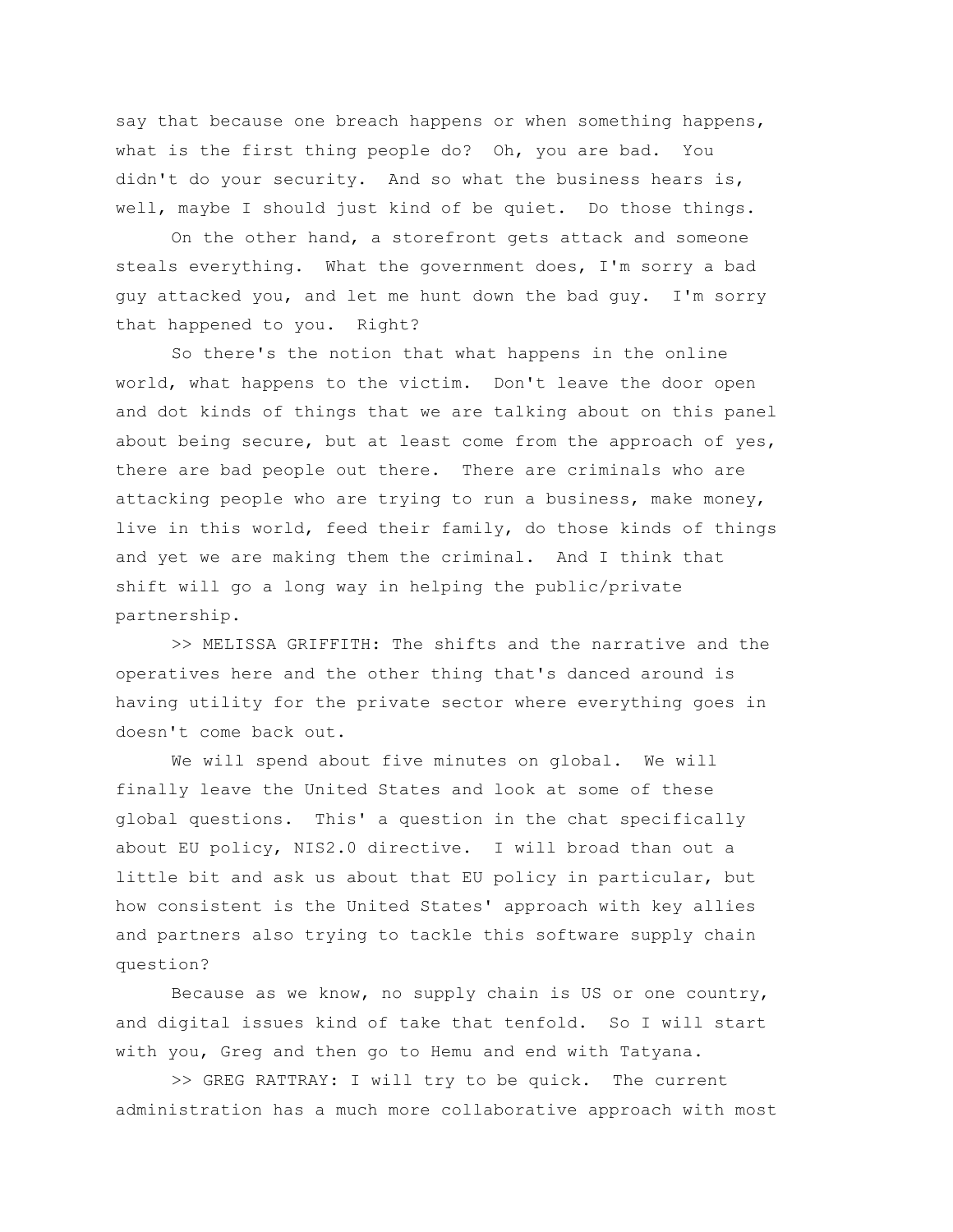say that because one breach happens or when something happens, what is the first thing people do? Oh, you are bad. You didn't do your security. And so what the business hears is, well, maybe I should just kind of be quiet. Do those things.

On the other hand, a storefront gets attack and someone steals everything. What the government does, I'm sorry a bad guy attacked you, and let me hunt down the bad guy. I'm sorry that happened to you. Right?

So there's the notion that what happens in the online world, what happens to the victim. Don't leave the door open and dot kinds of things that we are talking about on this panel about being secure, but at least come from the approach of yes, there are bad people out there. There are criminals who are attacking people who are trying to run a business, make money, live in this world, feed their family, do those kinds of things and yet we are making them the criminal. And I think that shift will go a long way in helping the public/private partnership.

>> MELISSA GRIFFITH: The shifts and the narrative and the operatives here and the other thing that's danced around is having utility for the private sector where everything goes in doesn't come back out.

We will spend about five minutes on global. We will finally leave the United States and look at some of these global questions. This' a question in the chat specifically about EU policy, NIS2.0 directive. I will broad than out a little bit and ask us about that EU policy in particular, but how consistent is the United States' approach with key allies and partners also trying to tackle this software supply chain question?

Because as we know, no supply chain is US or one country, and digital issues kind of take that tenfold. So I will start with you, Greg and then go to Hemu and end with Tatyana.

>> GREG RATTRAY: I will try to be quick. The current administration has a much more collaborative approach with most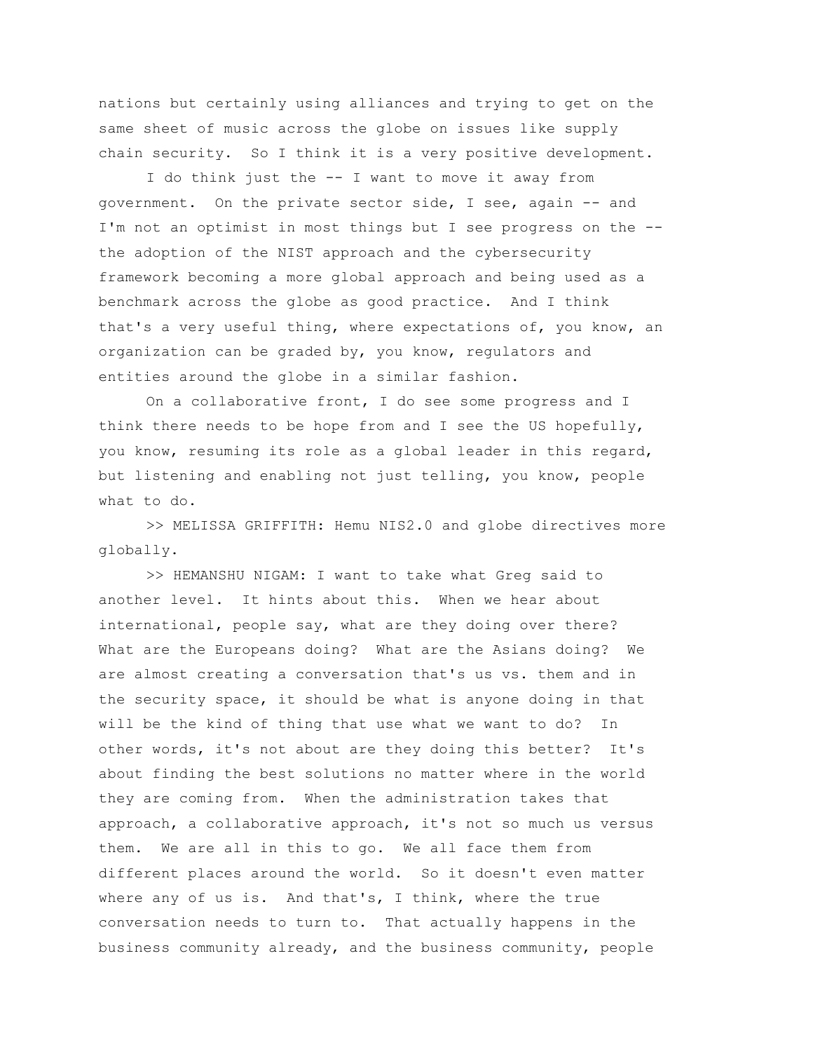nations but certainly using alliances and trying to get on the same sheet of music across the globe on issues like supply chain security. So I think it is a very positive development.

I do think just the -- I want to move it away from government. On the private sector side, I see, again -- and I'm not an optimist in most things but I see progress on the -- the adoption of the NIST approach and the cybersecurity framework becoming a more global approach and being used as a benchmark across the globe as good practice. And I think that's a very useful thing, where expectations of, you know, an organization can be graded by, you know, regulators and entities around the globe in a similar fashion.

On a collaborative front, I do see some progress and I think there needs to be hope from and I see the US hopefully, you know, resuming its role as a global leader in this regard, but listening and enabling not just telling, you know, people what to do.

>> MELISSA GRIFFITH: Hemu NIS2.0 and globe directives more globally.

>> HEMANSHU NIGAM: I want to take what Greg said to another level. It hints about this. When we hear about international, people say, what are they doing over there? What are the Europeans doing? What are the Asians doing? We are almost creating a conversation that's us vs. them and in the security space, it should be what is anyone doing in that will be the kind of thing that use what we want to do? In other words, it's not about are they doing this better? It's about finding the best solutions no matter where in the world they are coming from. When the administration takes that approach, a collaborative approach, it's not so much us versus them. We are all in this to go. We all face them from different places around the world. So it doesn't even matter where any of us is. And that's, I think, where the true conversation needs to turn to. That actually happens in the business community already, and the business community, people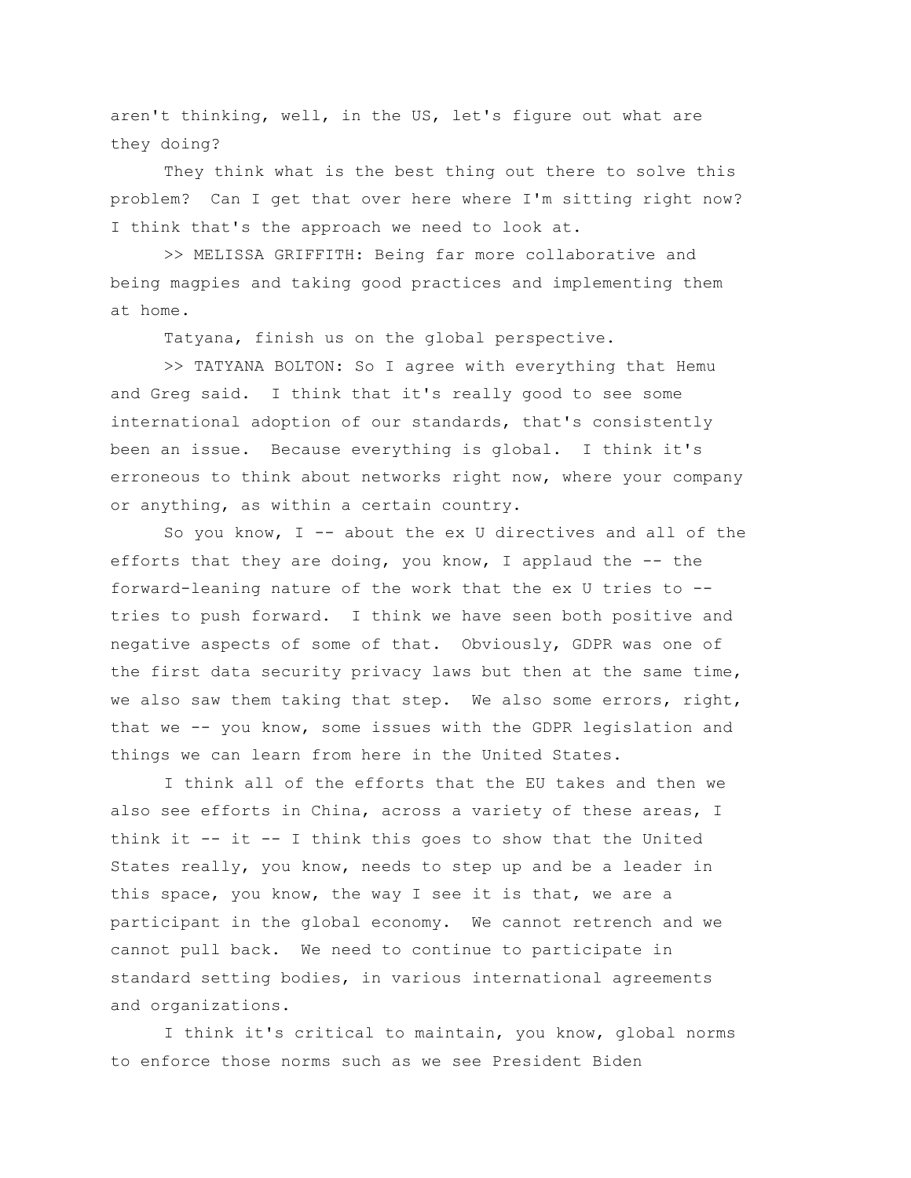aren't thinking, well, in the US, let's figure out what are they doing?

They think what is the best thing out there to solve this problem? Can I get that over here where I'm sitting right now? I think that's the approach we need to look at.

>> MELISSA GRIFFITH: Being far more collaborative and being magpies and taking good practices and implementing them at home.

Tatyana, finish us on the global perspective.

>> TATYANA BOLTON: So I agree with everything that Hemu and Greg said. I think that it's really good to see some international adoption of our standards, that's consistently been an issue. Because everything is global. I think it's erroneous to think about networks right now, where your company or anything, as within a certain country.

So you know, I -- about the ex U directives and all of the efforts that they are doing, you know, I applaud the -- the forward-leaning nature of the work that the ex U tries to -- tries to push forward. I think we have seen both positive and negative aspects of some of that. Obviously, GDPR was one of the first data security privacy laws but then at the same time, we also saw them taking that step. We also some errors, right, that we -- you know, some issues with the GDPR legislation and things we can learn from here in the United States.

I think all of the efforts that the EU takes and then we also see efforts in China, across a variety of these areas, I think it -- it -- I think this goes to show that the United States really, you know, needs to step up and be a leader in this space, you know, the way I see it is that, we are a participant in the global economy. We cannot retrench and we cannot pull back. We need to continue to participate in standard setting bodies, in various international agreements and organizations.

I think it's critical to maintain, you know, global norms to enforce those norms such as we see President Biden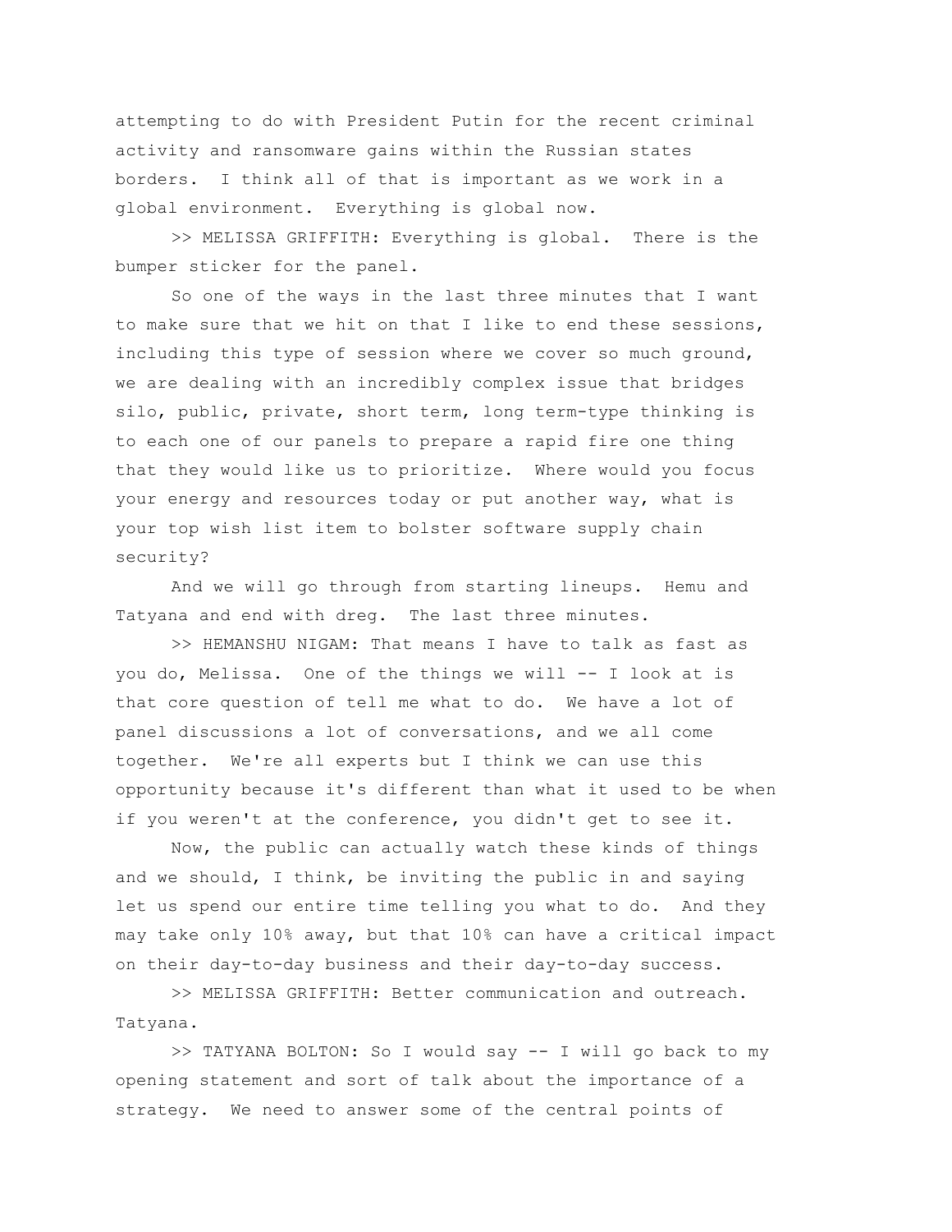attempting to do with President Putin for the recent criminal activity and ransomware gains within the Russian states borders. I think all of that is important as we work in a global environment. Everything is global now.

>> MELISSA GRIFFITH: Everything is global. There is the bumper sticker for the panel.

So one of the ways in the last three minutes that I want to make sure that we hit on that I like to end these sessions, including this type of session where we cover so much ground, we are dealing with an incredibly complex issue that bridges silo, public, private, short term, long term-type thinking is to each one of our panels to prepare a rapid fire one thing that they would like us to prioritize. Where would you focus your energy and resources today or put another way, what is your top wish list item to bolster software supply chain security?

And we will go through from starting lineups. Hemu and Tatyana and end with dreg. The last three minutes.

>> HEMANSHU NIGAM: That means I have to talk as fast as you do, Melissa. One of the things we will -- I look at is that core question of tell me what to do. We have a lot of panel discussions a lot of conversations, and we all come together. We're all experts but I think we can use this opportunity because it's different than what it used to be when if you weren't at the conference, you didn't get to see it.

Now, the public can actually watch these kinds of things and we should, I think, be inviting the public in and saying let us spend our entire time telling you what to do. And they may take only 10% away, but that 10% can have a critical impact on their day-to-day business and their day-to-day success.

>> MELISSA GRIFFITH: Better communication and outreach. Tatyana.

>> TATYANA BOLTON: So I would say -- I will go back to my opening statement and sort of talk about the importance of a strategy. We need to answer some of the central points of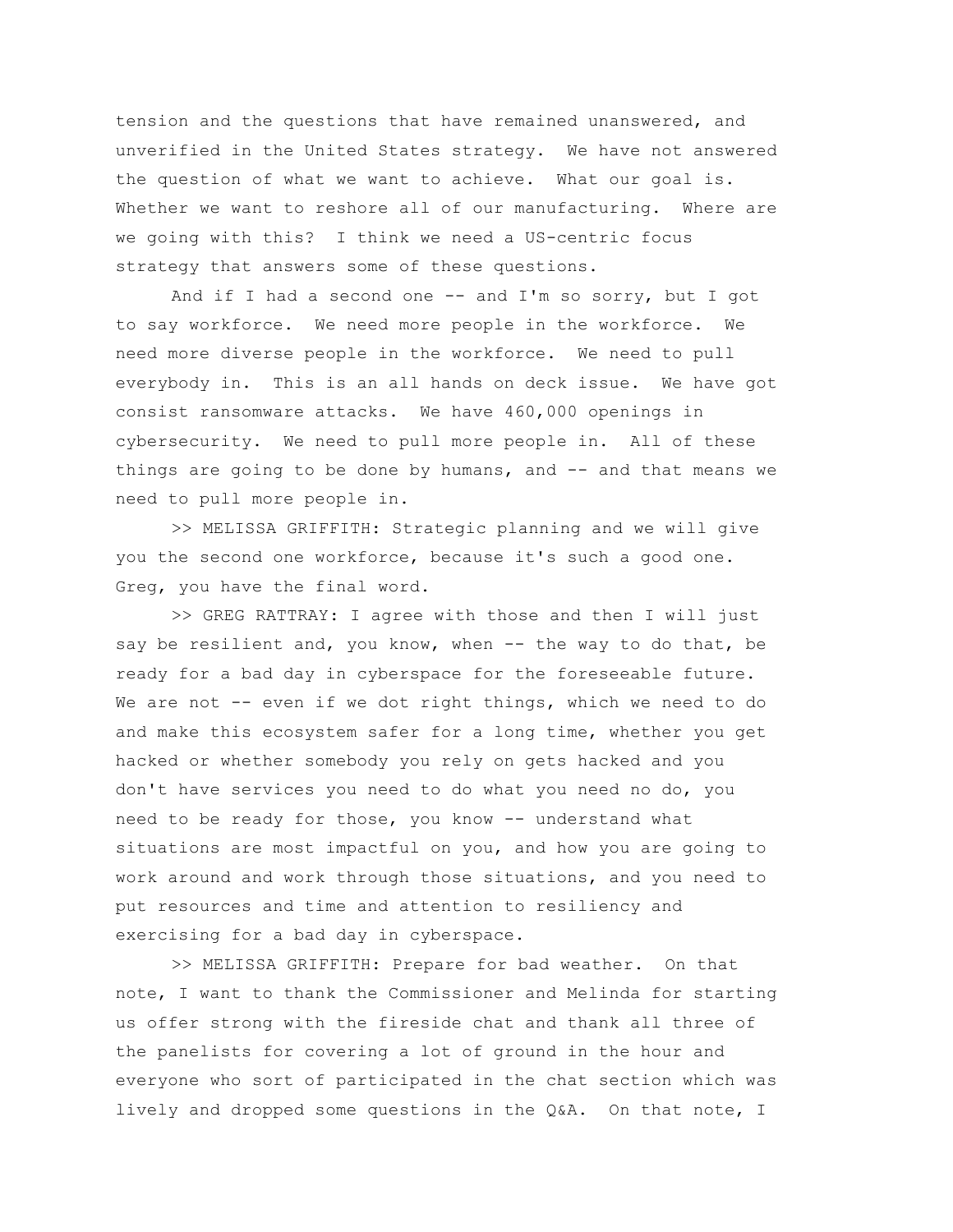tension and the questions that have remained unanswered, and unverified in the United States strategy. We have not answered the question of what we want to achieve. What our goal is. Whether we want to reshore all of our manufacturing. Where are we going with this? I think we need a US-centric focus strategy that answers some of these questions.

And if I had a second one -- and I'm so sorry, but I got to say workforce. We need more people in the workforce. We need more diverse people in the workforce. We need to pull everybody in. This is an all hands on deck issue. We have got consist ransomware attacks. We have 460,000 openings in cybersecurity. We need to pull more people in. All of these things are going to be done by humans, and -- and that means we need to pull more people in.

>> MELISSA GRIFFITH: Strategic planning and we will give you the second one workforce, because it's such a good one. Greg, you have the final word.

>> GREG RATTRAY: I agree with those and then I will just say be resilient and, you know, when -- the way to do that, be ready for a bad day in cyberspace for the foreseeable future. We are not -- even if we dot right things, which we need to do and make this ecosystem safer for a long time, whether you get hacked or whether somebody you rely on gets hacked and you don't have services you need to do what you need no do, you need to be ready for those, you know -- understand what situations are most impactful on you, and how you are going to work around and work through those situations, and you need to put resources and time and attention to resiliency and exercising for a bad day in cyberspace.

>> MELISSA GRIFFITH: Prepare for bad weather. On that note, I want to thank the Commissioner and Melinda for starting us offer strong with the fireside chat and thank all three of the panelists for covering a lot of ground in the hour and everyone who sort of participated in the chat section which was lively and dropped some questions in the Q&A. On that note, I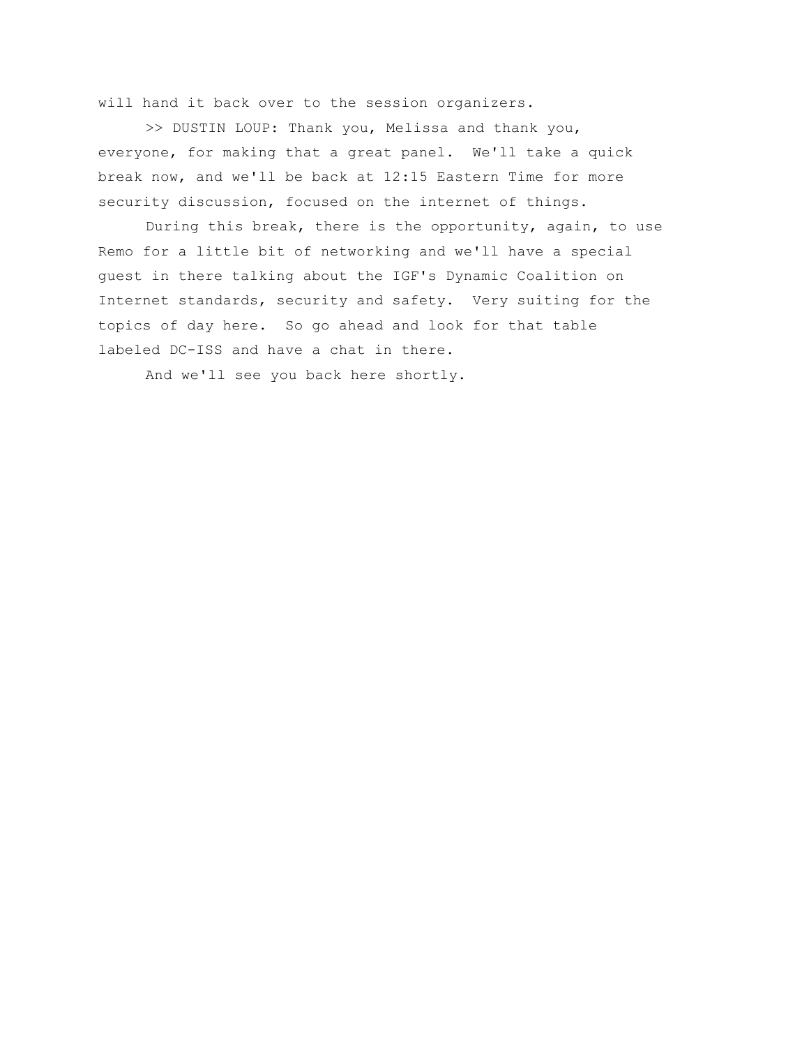will hand it back over to the session organizers.

>> DUSTIN LOUP: Thank you, Melissa and thank you, everyone, for making that a great panel. We'll take a quick break now, and we'll be back at 12:15 Eastern Time for more security discussion, focused on the internet of things.

During this break, there is the opportunity, again, to use Remo for a little bit of networking and we'll have a special guest in there talking about the IGF's Dynamic Coalition on Internet standards, security and safety. Very suiting for the topics of day here. So go ahead and look for that table labeled DC-ISS and have a chat in there.

And we'll see you back here shortly.